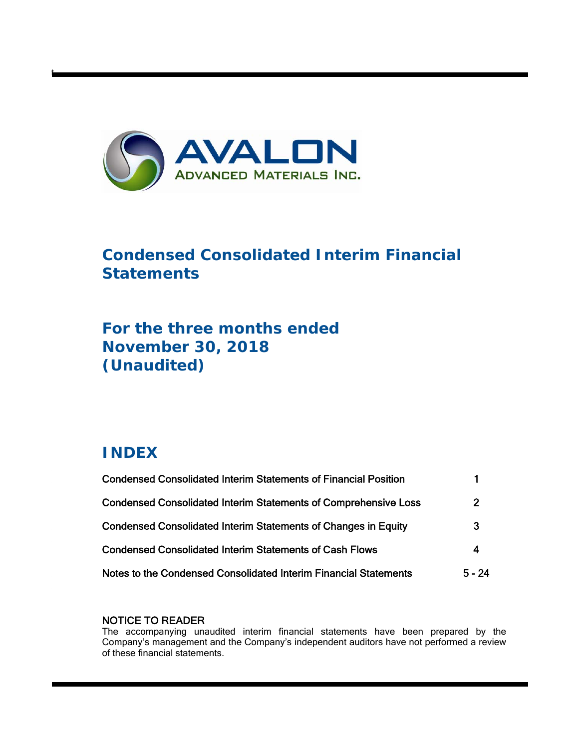AVALON

ADVANCED MATERIALS INC.

# Condensed Consolidated Interim Financial Statements

## For the three months ended November 30, 2018 (Unaudited)

## INDEX

| | |
|---|---|
| Condensed Consolidated Interim Statements of Financial Position | 1 |
| Condensed Consolidated Interim Statements of Comprehensive Loss | 2 |
| Condensed Consolidated Interim Statements of Changes in Equity | 3 |
| Condensed Consolidated Interim Statements of Cash Flows | 4 |
| Notes to the Condensed Consolidated Interim Financial Statements | 5 - 24 |

NOTICE TO READER

The accompanying unaudited interim financial statements have been prepared by the Company's management and the Company's independent auditors have not performed a review of these financial statements.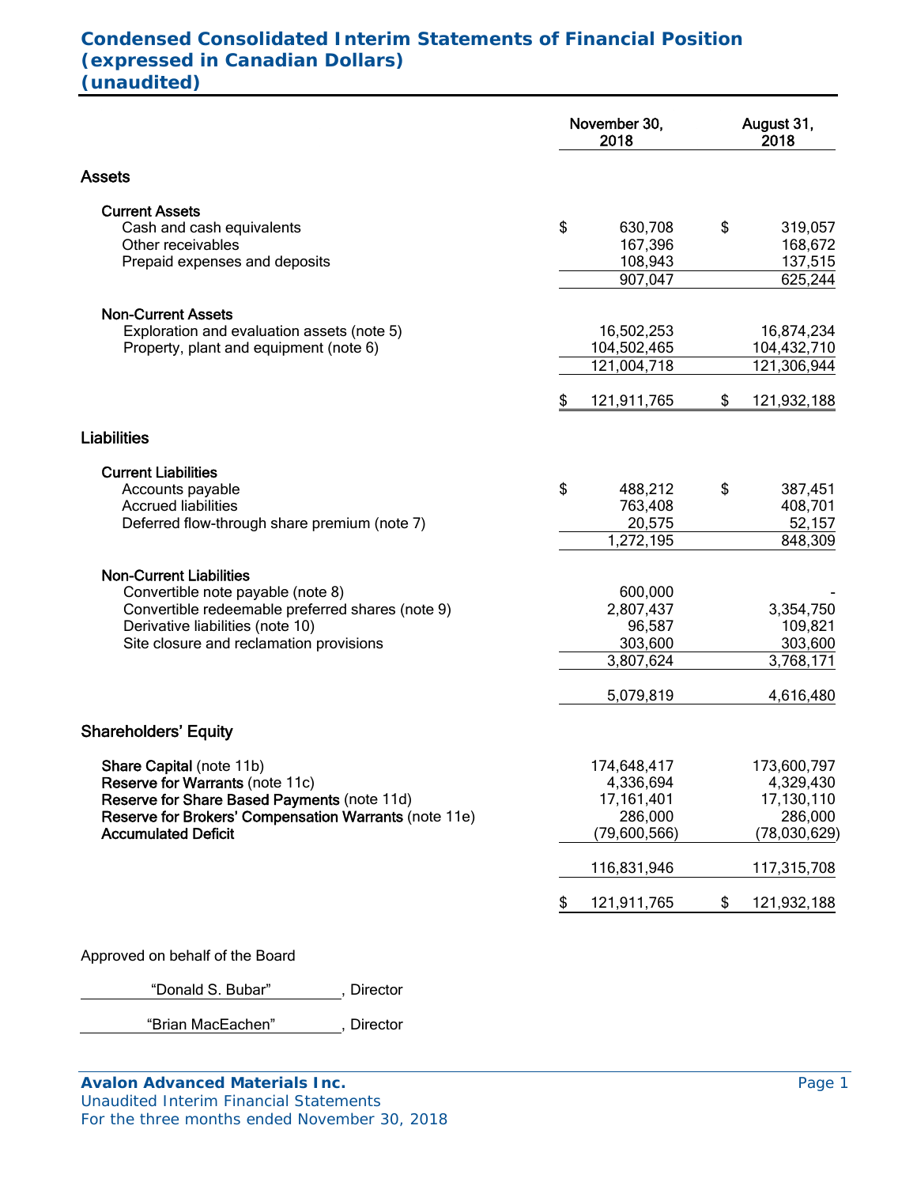# Condensed Consolidated Interim Statements of Financial Position
# (expressed in Canadian Dollars)
# (unaudited)

| | November 30, 2018 | August 31, 2018 |
|---|---|---|
| **Assets** | | |
| **Current Assets** | | |
| Cash and cash equivalents | $ 630,708 | $ 319,057 |
| Other receivables | 167,396 | 168,672 |
| Prepaid expenses and deposits | 108,943 | 137,515 |
| | 907,047 | 625,244 |
| **Non-Current Assets** | | |
| Exploration and evaluation assets (note 5) | 16,502,253 | 16,874,234 |
| Property, plant and equipment (note 6) | 104,502,465 | 104,432,710 |
| | 121,004,718 | 121,306,944 |
| | $ 121,911,765 | $ 121,932,188 |
| **Liabilities** | | |
| **Current Liabilities** | | |
| Accounts payable | $ 488,212 | $ 387,451 |
| Accrued liabilities | 763,408 | 408,701 |
| Deferred flow-through share premium (note 7) | 20,575 | 52,157 |
| | 1,272,195 | 848,309 |
| **Non-Current Liabilities** | | |
| Convertible note payable (note 8) | 600,000 | - |
| Convertible redeemable preferred shares (note 9) | 2,807,437 | 3,354,750 |
| Derivative liabilities (note 10) | 96,587 | 109,821 |
| Site closure and reclamation provisions | 303,600 | 303,600 |
| | 3,807,624 | 3,768,171 |
| | 5,079,819 | 4,616,480 |
| **Shareholders' Equity** | | |
| **Share Capital** (note 11b) | 174,648,417 | 173,600,797 |
| **Reserve for Warrants** (note 11c) | 4,336,694 | 4,329,430 |
| **Reserve for Share Based Payments** (note 11d) | 17,161,401 | 17,130,110 |
| **Reserve for Brokers' Compensation Warrants** (note 11e) | 286,000 | 286,000 |
| **Accumulated Deficit** | (79,600,566) | (78,030,629) |
| | 116,831,946 | 117,315,708 |
| | $ 121,911,765 | $ 121,932,188 |

Approved on behalf of the Board

"Donald S. Bubar", Director

"Brian MacEachen", Director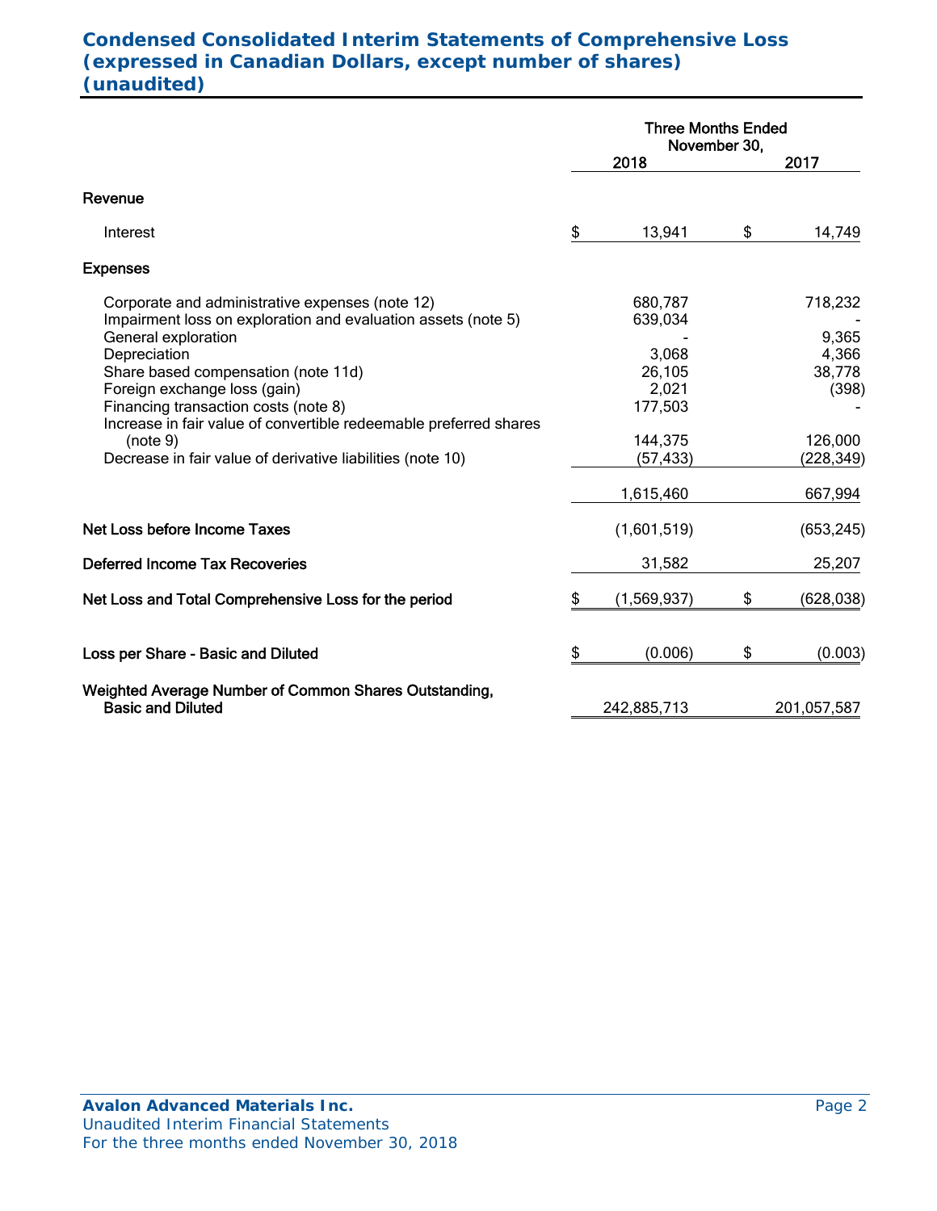# Condensed Consolidated Interim Statements of Comprehensive Loss (expressed in Canadian Dollars, except number of shares) (unaudited)

| | Three Months Ended November 30, 2018 | 2017 |
|---|---|---|
| **Revenue** | | |
| Interest | $ 13,941 | $ 14,749 |
| **Expenses** | | |
| Corporate and administrative expenses (note 12) | 680,787 | 718,232 |
| Impairment loss on exploration and evaluation assets (note 5) | 639,034 | - |
| General exploration | - | 9,365 |
| Depreciation | 3,068 | 4,366 |
| Share based compensation (note 11d) | 26,105 | 38,778 |
| Foreign exchange loss (gain) | 2,021 | (398) |
| Financing transaction costs (note 8) | 177,503 | - |
| Increase in fair value of convertible redeemable preferred shares (note 9) | 144,375 | 126,000 |
| Decrease in fair value of derivative liabilities (note 10) | (57,433) | (228,349) |
| | 1,615,460 | 667,994 |
| **Net Loss before Income Taxes** | (1,601,519) | (653,245) |
| **Deferred Income Tax Recoveries** | 31,582 | 25,207 |
| **Net Loss and Total Comprehensive Loss for the period** | $ (1,569,937) | $ (628,038) |
| **Loss per Share - Basic and Diluted** | $ (0.006) | $ (0.003) |
| **Weighted Average Number of Common Shares Outstanding, Basic and Diluted** | 242,885,713 | 201,057,587 |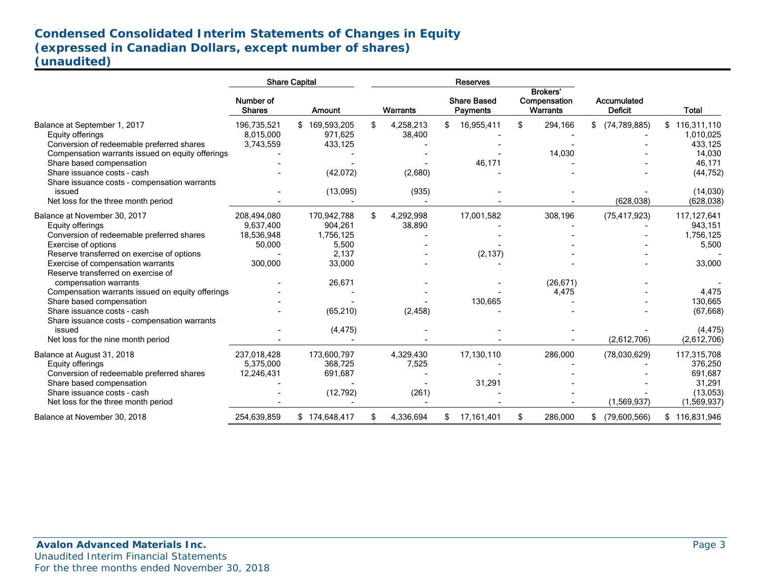# Condensed Consolidated Interim Statements of Changes in Equity
## (expressed in Canadian Dollars, except number of shares)
## (unaudited)

| | Share Capital | | Reserves | | | | |
|---|---|---|---|---|---|---|---|
| | Number of Shares | Amount | Warrants | Share Based Payments | Brokers' Compensation Warrants | Accumulated Deficit | Total |
| Balance at September 1, 2017 | 196,735,521 | $ 169,593,205 | $ 4,258,213 | $ 16,955,411 | $ 294,166 | $ (74,789,885) | $ 116,311,110 |
| Equity offerings | 8,015,000 | 971,625 | 38,400 | - | - | - | 1,010,025 |
| Conversion of redeemable preferred shares | 3,743,559 | 433,125 | - | - | - | - | 433,125 |
| Compensation warrants issued on equity offerings | - | - | - | - | 14,030 | - | 14,030 |
| Share based compensation | - | - | - | 46,171 | - | - | 46,171 |
| Share issuance costs - cash | - | (42,072) | (2,680) | - | - | - | (44,752) |
| Share issuance costs - compensation warrants issued | - | (13,095) | (935) | - | - | - | (14,030) |
| Net loss for the three month period | - | - | - | - | - | (628,038) | (628,038) |
| Balance at November 30, 2017 | 208,494,080 | 170,942,788 | $ 4,292,998 | 17,001,582 | 308,196 | (75,417,923) | 117,127,641 |
| Equity offerings | 9,637,400 | 904,261 | 38,890 | - | - | - | 943,151 |
| Conversion of redeemable preferred shares | 18,536,948 | 1,756,125 | - | - | - | - | 1,756,125 |
| Exercise of options | 50,000 | 5,500 | - | - | - | - | 5,500 |
| Reserve transferred on exercise of options | - | 2,137 | - | (2,137) | - | - | - |
| Exercise of compensation warrants | 300,000 | 33,000 | - | - | - | - | 33,000 |
| Reserve transferred on exercise of compensation warrants | - | 26,671 | - | - | (26,671) | - | - |
| Compensation warrants issued on equity offerings | - | - | - | - | 4,475 | - | 4,475 |
| Share based compensation | - | - | - | 130,665 | - | - | 130,665 |
| Share issuance costs - cash | - | (65,210) | (2,458) | - | - | - | (67,668) |
| Share issuance costs - compensation warrants issued | - | (4,475) | - | - | - | - | (4,475) |
| Net loss for the nine month period | - | - | - | - | - | (2,612,706) | (2,612,706) |
| Balance at August 31, 2018 | 237,018,428 | 173,600,797 | 4,329,430 | 17,130,110 | 286,000 | (78,030,629) | 117,315,708 |
| Equity offerings | 5,375,000 | 368,725 | 7,525 | - | - | - | 376,250 |
| Conversion of redeemable preferred shares | 12,246,431 | 691,687 | - | - | - | - | 691,687 |
| Share based compensation | - | - | - | 31,291 | - | - | 31,291 |
| Share issuance costs - cash | - | (12,792) | (261) | - | - | - | (13,053) |
| Net loss for the three month period | - | - | - | - | - | (1,569,937) | (1,569,937) |
| Balance at November 30, 2018 | 254,639,859 | $ 174,648,417 | $ 4,336,694 | $ 17,161,401 | $ 286,000 | $ (79,600,566) | $ 116,831,946 |

**Avalon Advanced Materials Inc.**
Unaudited Interim Financial Statements
For the three months ended November 30, 2018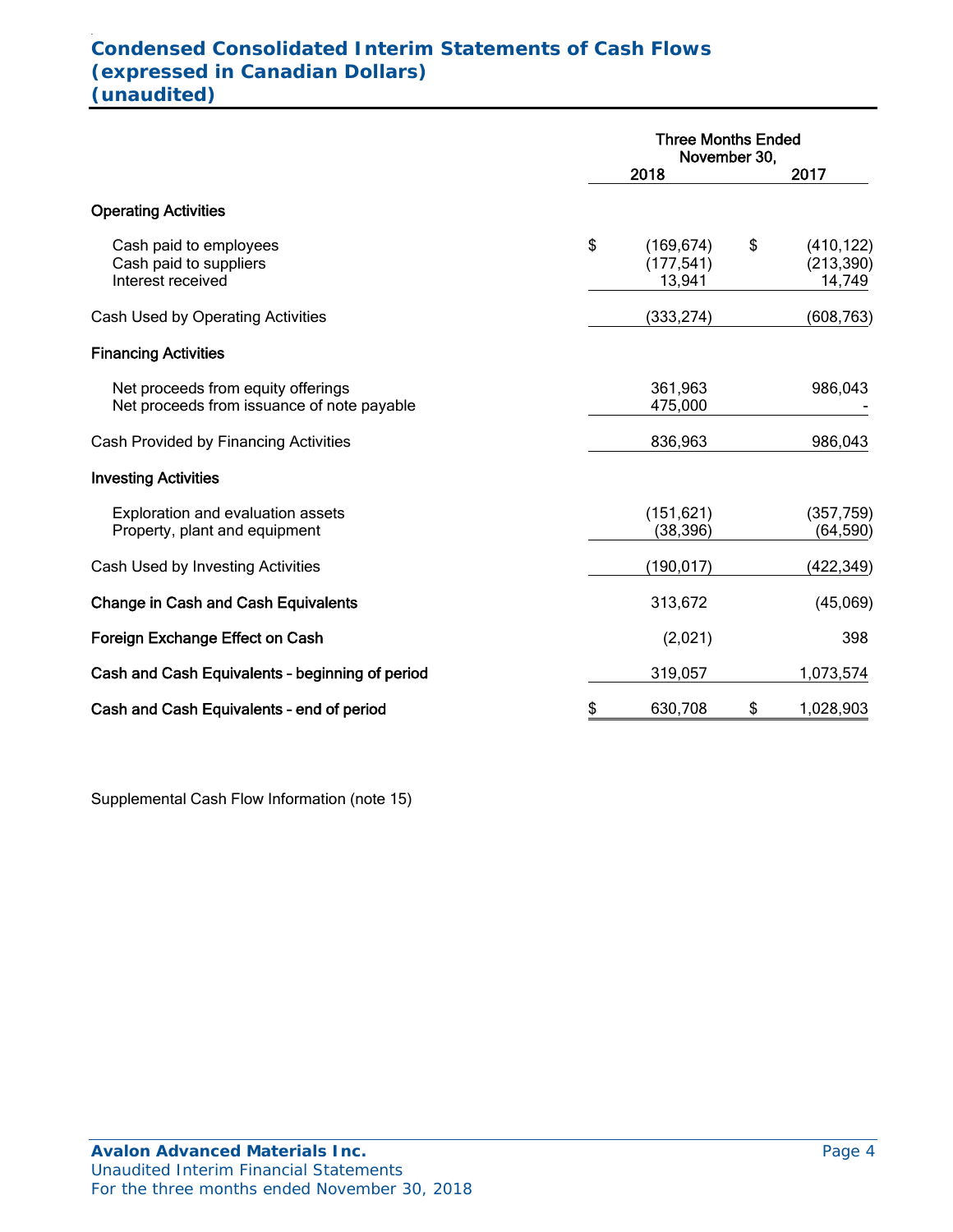# Condensed Consolidated Interim Statements of Cash Flows (expressed in Canadian Dollars) (unaudited)

| | Three Months Ended November 30, | |
|---|---|---|
| | 2018 | 2017 |
| **Operating Activities** | | |
| Cash paid to employees | $ (169,674) | $ (410,122) |
| Cash paid to suppliers | (177,541) | (213,390) |
| Interest received | 13,941 | 14,749 |
| Cash Used by Operating Activities | (333,274) | (608,763) |
| **Financing Activities** | | |
| Net proceeds from equity offerings | 361,963 | 986,043 |
| Net proceeds from issuance of note payable | 475,000 | - |
| Cash Provided by Financing Activities | 836,963 | 986,043 |
| **Investing Activities** | | |
| Exploration and evaluation assets | (151,621) | (357,759) |
| Property, plant and equipment | (38,396) | (64,590) |
| Cash Used by Investing Activities | (190,017) | (422,349) |
| **Change in Cash and Cash Equivalents** | 313,672 | (45,069) |
| **Foreign Exchange Effect on Cash** | (2,021) | 398 |
| **Cash and Cash Equivalents - beginning of period** | 319,057 | 1,073,574 |
| **Cash and Cash Equivalents - end of period** | $ 630,708 | $ 1,028,903 |

Supplemental Cash Flow Information (note 15)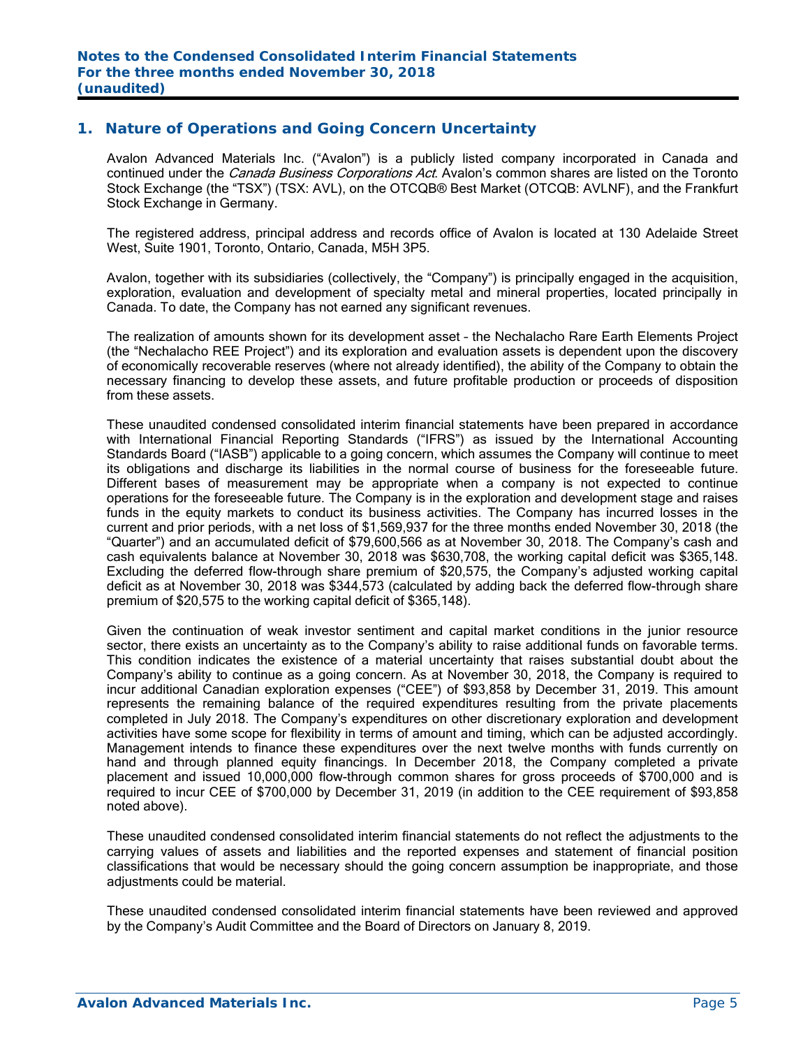## 1. Nature of Operations and Going Concern Uncertainty

Avalon Advanced Materials Inc. ("Avalon") is a publicly listed company incorporated in Canada and continued under the *Canada Business Corporations Act*. Avalon's common shares are listed on the Toronto Stock Exchange (the "TSX") (TSX: AVL), on the OTCQB® Best Market (OTCQB: AVLNF), and the Frankfurt Stock Exchange in Germany.

The registered address, principal address and records office of Avalon is located at 130 Adelaide Street West, Suite 1901, Toronto, Ontario, Canada, M5H 3P5.

Avalon, together with its subsidiaries (collectively, the "Company") is principally engaged in the acquisition, exploration, evaluation and development of specialty metal and mineral properties, located principally in Canada. To date, the Company has not earned any significant revenues.

The realization of amounts shown for its development asset – the Nechalacho Rare Earth Elements Project (the "Nechalacho REE Project") and its exploration and evaluation assets is dependent upon the discovery of economically recoverable reserves (where not already identified), the ability of the Company to obtain the necessary financing to develop these assets, and future profitable production or proceeds of disposition from these assets.

These unaudited condensed consolidated interim financial statements have been prepared in accordance with International Financial Reporting Standards ("IFRS") as issued by the International Accounting Standards Board ("IASB") applicable to a going concern, which assumes the Company will continue to meet its obligations and discharge its liabilities in the normal course of business for the foreseeable future. Different bases of measurement may be appropriate when a company is not expected to continue operations for the foreseeable future. The Company is in the exploration and development stage and raises funds in the equity markets to conduct its business activities. The Company has incurred losses in the current and prior periods, with a net loss of $1,569,937 for the three months ended November 30, 2018 (the "Quarter") and an accumulated deficit of $79,600,566 as at November 30, 2018. The Company's cash and cash equivalents balance at November 30, 2018 was $630,708, the working capital deficit was $365,148. Excluding the deferred flow-through share premium of $20,575, the Company's adjusted working capital deficit as at November 30, 2018 was $344,573 (calculated by adding back the deferred flow-through share premium of $20,575 to the working capital deficit of $365,148).

Given the continuation of weak investor sentiment and capital market conditions in the junior resource sector, there exists an uncertainty as to the Company's ability to raise additional funds on favorable terms. This condition indicates the existence of a material uncertainty that raises substantial doubt about the Company's ability to continue as a going concern. As at November 30, 2018, the Company is required to incur additional Canadian exploration expenses ("CEE") of $93,858 by December 31, 2019. This amount represents the remaining balance of the required expenditures resulting from the private placements completed in July 2018. The Company's expenditures on other discretionary exploration and development activities have some scope for flexibility in terms of amount and timing, which can be adjusted accordingly. Management intends to finance these expenditures over the next twelve months with funds currently on hand and through planned equity financings. In December 2018, the Company completed a private placement and issued 10,000,000 flow-through common shares for gross proceeds of $700,000 and is required to incur CEE of $700,000 by December 31, 2019 (in addition to the CEE requirement of $93,858 noted above).

These unaudited condensed consolidated interim financial statements do not reflect the adjustments to the carrying values of assets and liabilities and the reported expenses and statement of financial position classifications that would be necessary should the going concern assumption be inappropriate, and those adjustments could be material.

These unaudited condensed consolidated interim financial statements have been reviewed and approved by the Company's Audit Committee and the Board of Directors on January 8, 2019.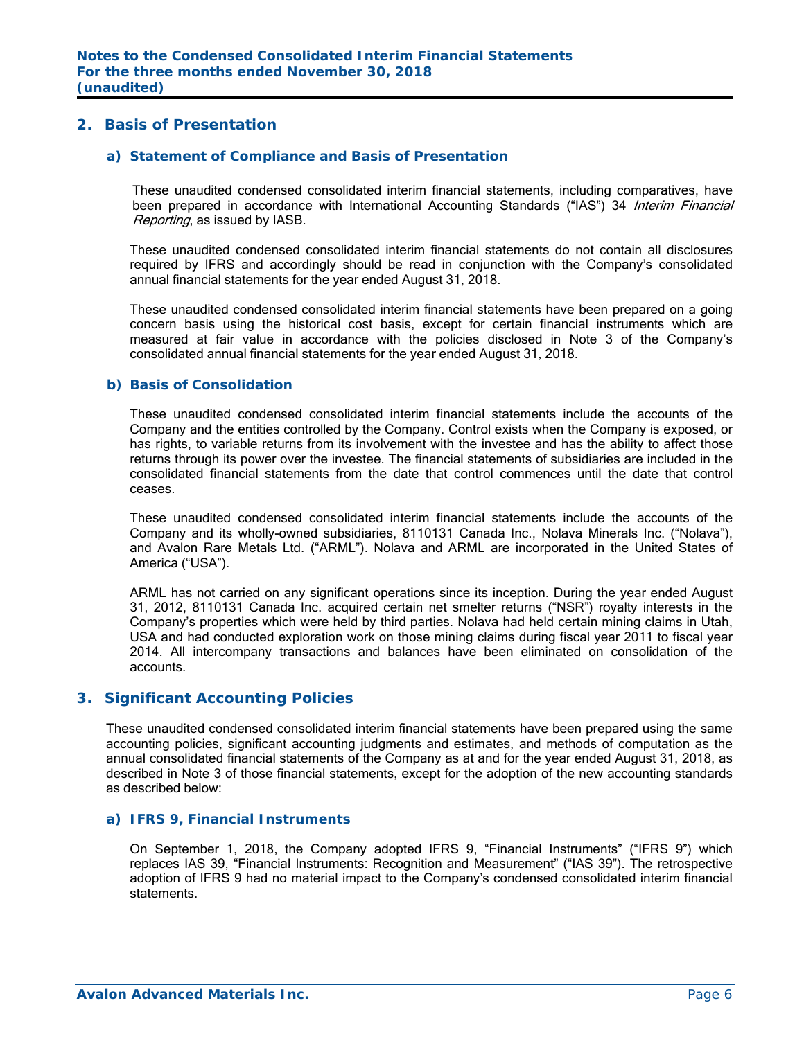## 2. Basis of Presentation

### a) Statement of Compliance and Basis of Presentation

These unaudited condensed consolidated interim financial statements, including comparatives, have been prepared in accordance with International Accounting Standards ("IAS") 34 *Interim Financial Reporting*, as issued by IASB.

These unaudited condensed consolidated interim financial statements do not contain all disclosures required by IFRS and accordingly should be read in conjunction with the Company's consolidated annual financial statements for the year ended August 31, 2018.

These unaudited condensed consolidated interim financial statements have been prepared on a going concern basis using the historical cost basis, except for certain financial instruments which are measured at fair value in accordance with the policies disclosed in Note 3 of the Company's consolidated annual financial statements for the year ended August 31, 2018.

### b) Basis of Consolidation

These unaudited condensed consolidated interim financial statements include the accounts of the Company and the entities controlled by the Company. Control exists when the Company is exposed, or has rights, to variable returns from its involvement with the investee and has the ability to affect those returns through its power over the investee. The financial statements of subsidiaries are included in the consolidated financial statements from the date that control commences until the date that control ceases.

These unaudited condensed consolidated interim financial statements include the accounts of the Company and its wholly-owned subsidiaries, 8110131 Canada Inc., Nolava Minerals Inc. ("Nolava"), and Avalon Rare Metals Ltd. ("ARML"). Nolava and ARML are incorporated in the United States of America ("USA").

ARML has not carried on any significant operations since its inception. During the year ended August 31, 2012, 8110131 Canada Inc. acquired certain net smelter returns ("NSR") royalty interests in the Company's properties which were held by third parties. Nolava had held certain mining claims in Utah, USA and had conducted exploration work on those mining claims during fiscal year 2011 to fiscal year 2014. All intercompany transactions and balances have been eliminated on consolidation of the accounts.

## 3. Significant Accounting Policies

These unaudited condensed consolidated interim financial statements have been prepared using the same accounting policies, significant accounting judgments and estimates, and methods of computation as the annual consolidated financial statements of the Company as at and for the year ended August 31, 2018, as described in Note 3 of those financial statements, except for the adoption of the new accounting standards as described below:

### a) IFRS 9, Financial Instruments

On September 1, 2018, the Company adopted IFRS 9, "Financial Instruments" ("IFRS 9") which replaces IAS 39, "Financial Instruments: Recognition and Measurement" ("IAS 39"). The retrospective adoption of IFRS 9 had no material impact to the Company's condensed consolidated interim financial statements.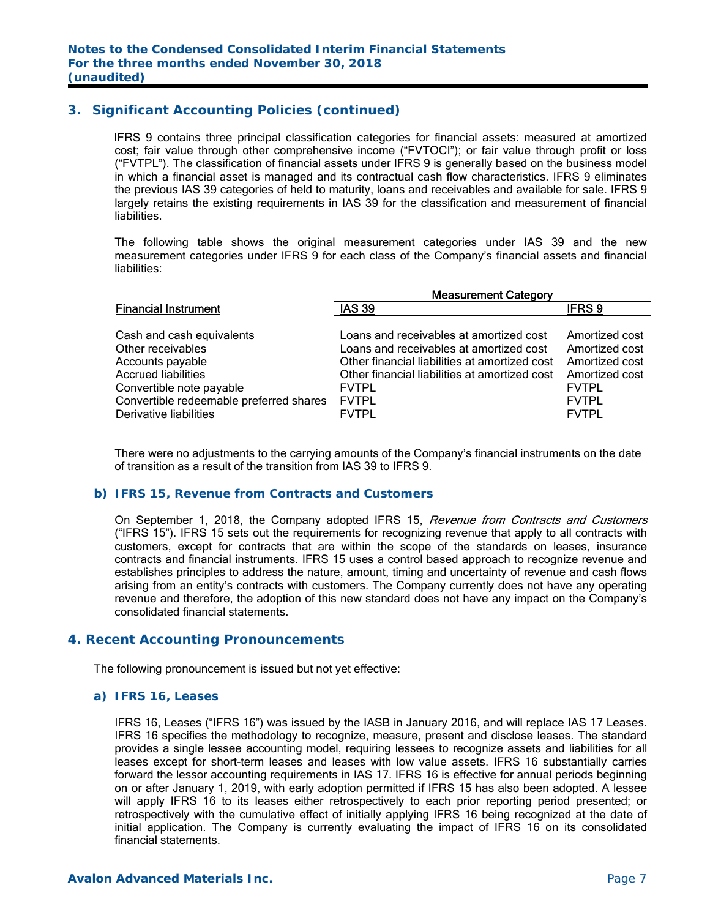## 3. Significant Accounting Policies (continued)

IFRS 9 contains three principal classification categories for financial assets: measured at amortized cost; fair value through other comprehensive income ("FVTOCI"); or fair value through profit or loss ("FVTPL"). The classification of financial assets under IFRS 9 is generally based on the business model in which a financial asset is managed and its contractual cash flow characteristics. IFRS 9 eliminates the previous IAS 39 categories of held to maturity, loans and receivables and available for sale. IFRS 9 largely retains the existing requirements in IAS 39 for the classification and measurement of financial liabilities.

The following table shows the original measurement categories under IAS 39 and the new measurement categories under IFRS 9 for each class of the Company's financial assets and financial liabilities:

| | Measurement Category | |
|---|---|---|
| Financial Instrument | IAS 39 | IFRS 9 |
| Cash and cash equivalents | Loans and receivables at amortized cost | Amortized cost |
| Other receivables | Loans and receivables at amortized cost | Amortized cost |
| Accounts payable | Other financial liabilities at amortized cost | Amortized cost |
| Accrued liabilities | Other financial liabilities at amortized cost | Amortized cost |
| Convertible note payable | FVTPL | FVTPL |
| Convertible redeemable preferred shares | FVTPL | FVTPL |
| Derivative liabilities | FVTPL | FVTPL |

There were no adjustments to the carrying amounts of the Company's financial instruments on the date of transition as a result of the transition from IAS 39 to IFRS 9.

### b) IFRS 15, Revenue from Contracts and Customers

On September 1, 2018, the Company adopted IFRS 15, *Revenue from Contracts and Customers* ("IFRS 15"). IFRS 15 sets out the requirements for recognizing revenue that apply to all contracts with customers, except for contracts that are within the scope of the standards on leases, insurance contracts and financial instruments. IFRS 15 uses a control based approach to recognize revenue and establishes principles to address the nature, amount, timing and uncertainty of revenue and cash flows arising from an entity's contracts with customers. The Company currently does not have any operating revenue and therefore, the adoption of this new standard does not have any impact on the Company's consolidated financial statements.

## 4. Recent Accounting Pronouncements

The following pronouncement is issued but not yet effective:

### a) IFRS 16, Leases

IFRS 16, Leases ("IFRS 16") was issued by the IASB in January 2016, and will replace IAS 17 Leases. IFRS 16 specifies the methodology to recognize, measure, present and disclose leases. The standard provides a single lessee accounting model, requiring lessees to recognize assets and liabilities for all leases except for short-term leases and leases with low value assets. IFRS 16 substantially carries forward the lessor accounting requirements in IAS 17. IFRS 16 is effective for annual periods beginning on or after January 1, 2019, with early adoption permitted if IFRS 15 has also been adopted. A lessee will apply IFRS 16 to its leases either retrospectively to each prior reporting period presented; or retrospectively with the cumulative effect of initially applying IFRS 16 being recognized at the date of initial application. The Company is currently evaluating the impact of IFRS 16 on its consolidated financial statements.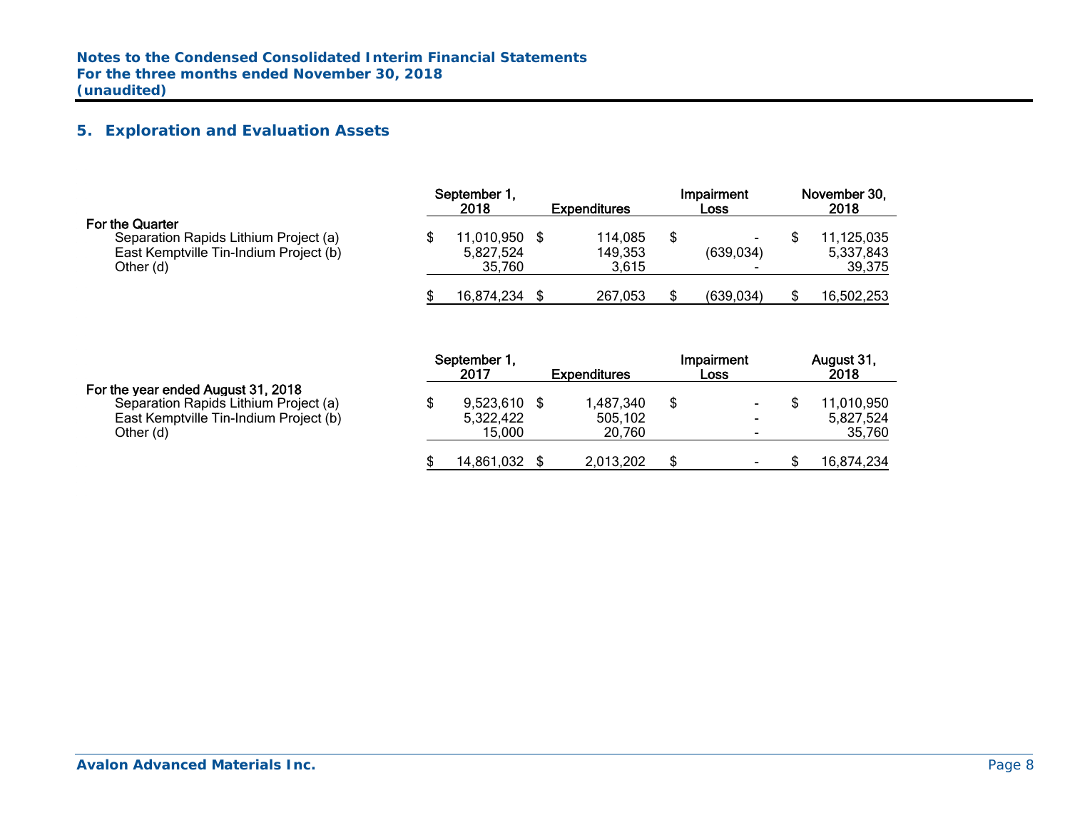## 5. Exploration and Evaluation Assets

| | September 1, 2018 | Expenditures | Impairment Loss | November 30, 2018 |
|---|---|---|---|---|
| **For the Quarter** | | | | |
| Separation Rapids Lithium Project (a) | $ 11,010,950 | $ 114,085 | $ - | $ 11,125,035 |
| East Kemptville Tin-Indium Project (b) | 5,827,524 | 149,353 | (639,034) | 5,337,843 |
| Other (d) | 35,760 | 3,615 | - | 39,375 |
| | $ 16,874,234 | $ 267,053 | $ (639,034) | $ 16,502,253 |

| | September 1, 2017 | Expenditures | Impairment Loss | August 31, 2018 |
|---|---|---|---|---|
| **For the year ended August 31, 2018** | | | | |
| Separation Rapids Lithium Project (a) | $ 9,523,610 | $ 1,487,340 | $ - | $ 11,010,950 |
| East Kemptville Tin-Indium Project (b) | 5,322,422 | 505,102 | - | 5,827,524 |
| Other (d) | 15,000 | 20,760 | - | 35,760 |
| | $ 14,861,032 | $ 2,013,202 | $ - | $ 16,874,234 |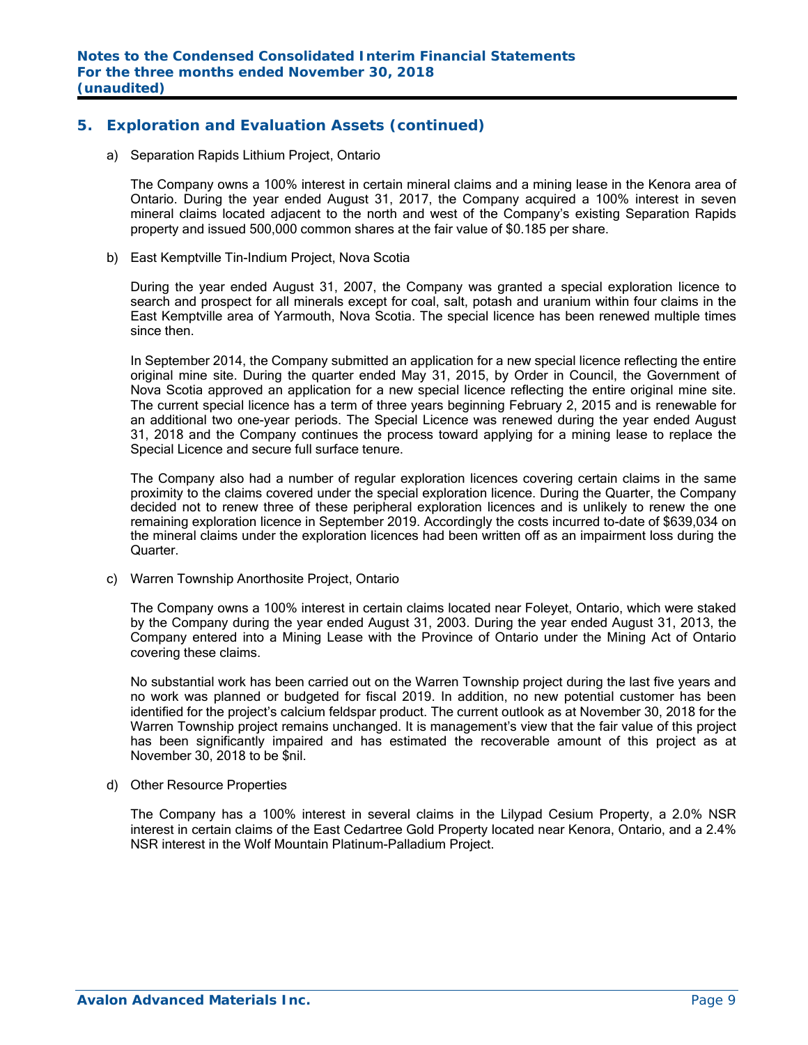## 5. Exploration and Evaluation Assets (continued)

a) Separation Rapids Lithium Project, Ontario

The Company owns a 100% interest in certain mineral claims and a mining lease in the Kenora area of Ontario. During the year ended August 31, 2017, the Company acquired a 100% interest in seven mineral claims located adjacent to the north and west of the Company's existing Separation Rapids property and issued 500,000 common shares at the fair value of $0.185 per share.

b) East Kemptville Tin-Indium Project, Nova Scotia

During the year ended August 31, 2007, the Company was granted a special exploration licence to search and prospect for all minerals except for coal, salt, potash and uranium within four claims in the East Kemptville area of Yarmouth, Nova Scotia. The special licence has been renewed multiple times since then.

In September 2014, the Company submitted an application for a new special licence reflecting the entire original mine site. During the quarter ended May 31, 2015, by Order in Council, the Government of Nova Scotia approved an application for a new special licence reflecting the entire original mine site. The current special licence has a term of three years beginning February 2, 2015 and is renewable for an additional two one-year periods. The Special Licence was renewed during the year ended August 31, 2018 and the Company continues the process toward applying for a mining lease to replace the Special Licence and secure full surface tenure.

The Company also had a number of regular exploration licences covering certain claims in the same proximity to the claims covered under the special exploration licence. During the Quarter, the Company decided not to renew three of these peripheral exploration licences and is unlikely to renew the one remaining exploration licence in September 2019. Accordingly the costs incurred to-date of $639,034 on the mineral claims under the exploration licences had been written off as an impairment loss during the Quarter.

c) Warren Township Anorthosite Project, Ontario

The Company owns a 100% interest in certain claims located near Foleyet, Ontario, which were staked by the Company during the year ended August 31, 2003. During the year ended August 31, 2013, the Company entered into a Mining Lease with the Province of Ontario under the Mining Act of Ontario covering these claims.

No substantial work has been carried out on the Warren Township project during the last five years and no work was planned or budgeted for fiscal 2019. In addition, no new potential customer has been identified for the project's calcium feldspar product. The current outlook as at November 30, 2018 for the Warren Township project remains unchanged. It is management's view that the fair value of this project has been significantly impaired and has estimated the recoverable amount of this project as at November 30, 2018 to be $nil.

d) Other Resource Properties

The Company has a 100% interest in several claims in the Lilypad Cesium Property, a 2.0% NSR interest in certain claims of the East Cedartree Gold Property located near Kenora, Ontario, and a 2.4% NSR interest in the Wolf Mountain Platinum-Palladium Project.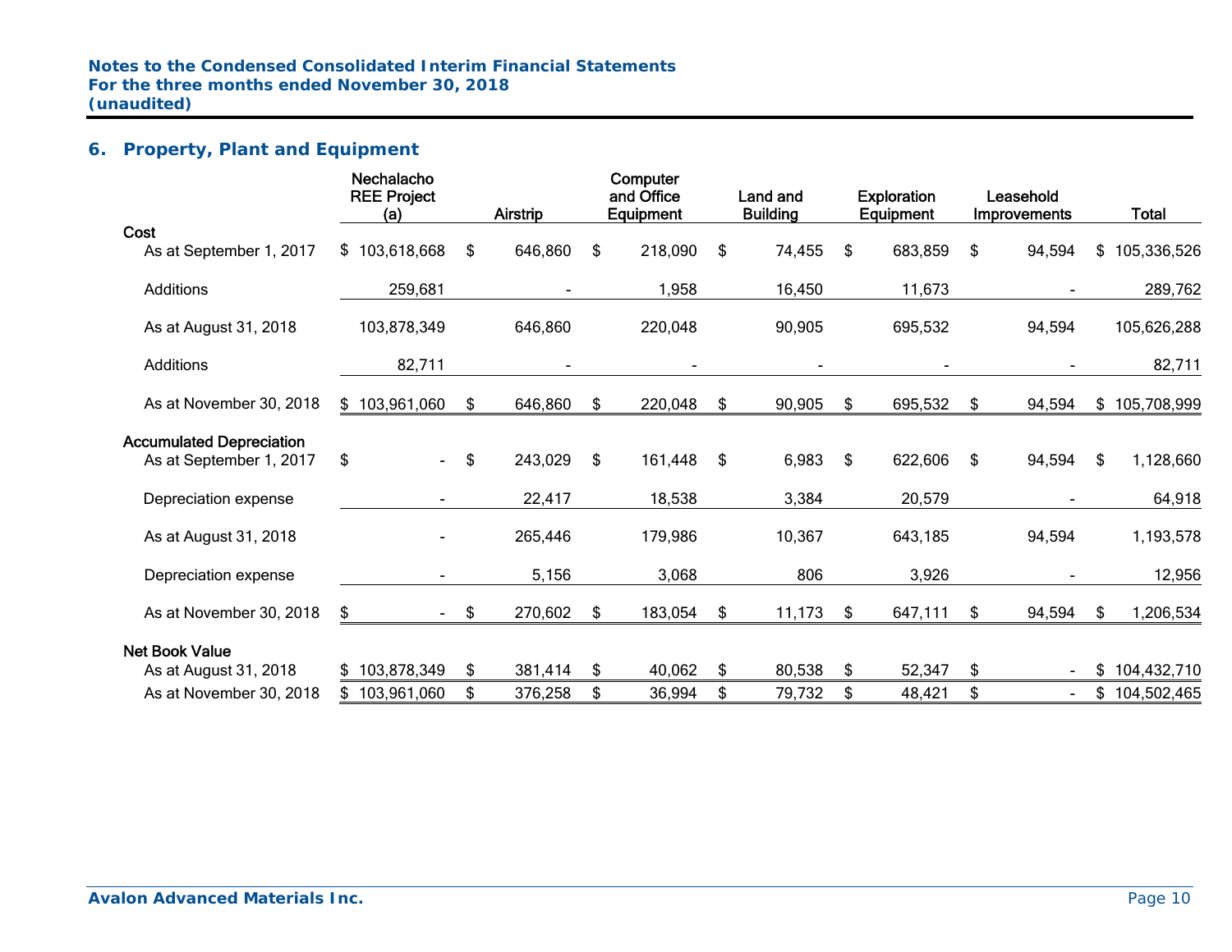## 6. Property, Plant and Equipment

| | Nechalacho REE Project (a) | Airstrip | Computer and Office Equipment | Land and Building | Exploration Equipment | Leasehold Improvements | Total |
|---|---|---|---|---|---|---|---|
| **Cost** | | | | | | | |
| As at September 1, 2017 | $ 103,618,668 | $ 646,860 | $ 218,090 | $ 74,455 | $ 683,859 | $ 94,594 | $ 105,336,526 |
| Additions | 259,681 | - | 1,958 | 16,450 | 11,673 | - | 289,762 |
| As at August 31, 2018 | 103,878,349 | 646,860 | 220,048 | 90,905 | 695,532 | 94,594 | 105,626,288 |
| Additions | 82,711 | - | - | - | - | - | 82,711 |
| As at November 30, 2018 | $ 103,961,060 | $ 646,860 | $ 220,048 | $ 90,905 | $ 695,532 | $ 94,594 | $ 105,708,999 |
| **Accumulated Depreciation** | | | | | | | |
| As at September 1, 2017 | $ - | $ 243,029 | $ 161,448 | $ 6,983 | $ 622,606 | $ 94,594 | $ 1,128,660 |
| Depreciation expense | - | 22,417 | 18,538 | 3,384 | 20,579 | - | 64,918 |
| As at August 31, 2018 | - | 265,446 | 179,986 | 10,367 | 643,185 | 94,594 | 1,193,578 |
| Depreciation expense | - | 5,156 | 3,068 | 806 | 3,926 | - | 12,956 |
| As at November 30, 2018 | $ - | $ 270,602 | $ 183,054 | $ 11,173 | $ 647,111 | $ 94,594 | $ 1,206,534 |
| **Net Book Value** | | | | | | | |
| As at August 31, 2018 | $ 103,878,349 | $ 381,414 | $ 40,062 | $ 80,538 | $ 52,347 | $ - | $ 104,432,710 |
| As at November 30, 2018 | $ 103,961,060 | $ 376,258 | $ 36,994 | $ 79,732 | $ 48,421 | $ - | $ 104,502,465 |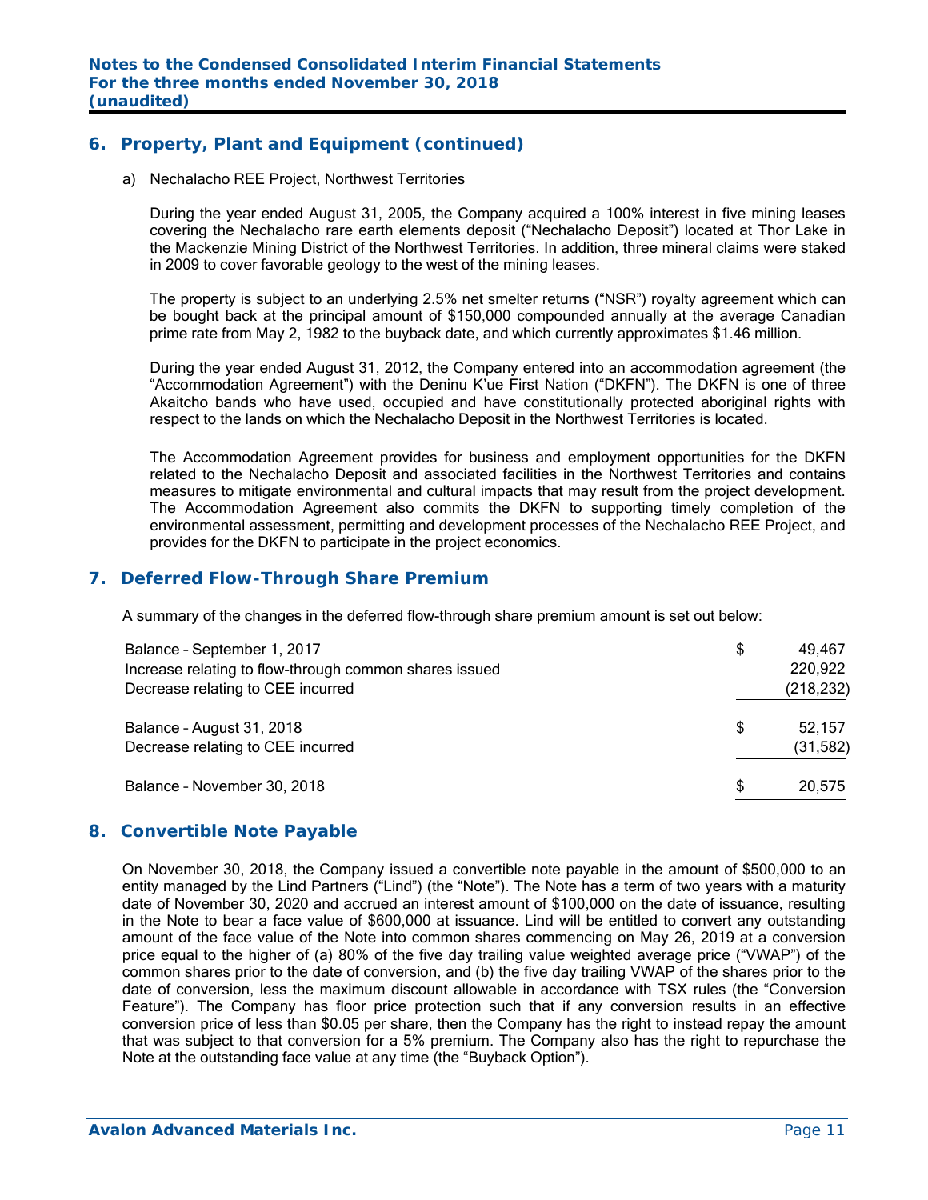## 6. Property, Plant and Equipment (continued)

a) Nechalacho REE Project, Northwest Territories

During the year ended August 31, 2005, the Company acquired a 100% interest in five mining leases covering the Nechalacho rare earth elements deposit ("Nechalacho Deposit") located at Thor Lake in the Mackenzie Mining District of the Northwest Territories. In addition, three mineral claims were staked in 2009 to cover favorable geology to the west of the mining leases.

The property is subject to an underlying 2.5% net smelter returns ("NSR") royalty agreement which can be bought back at the principal amount of $150,000 compounded annually at the average Canadian prime rate from May 2, 1982 to the buyback date, and which currently approximates $1.46 million.

During the year ended August 31, 2012, the Company entered into an accommodation agreement (the "Accommodation Agreement") with the Deninu K'ue First Nation ("DKFN"). The DKFN is one of three Akaitcho bands who have used, occupied and have constitutionally protected aboriginal rights with respect to the lands on which the Nechalacho Deposit in the Northwest Territories is located.

The Accommodation Agreement provides for business and employment opportunities for the DKFN related to the Nechalacho Deposit and associated facilities in the Northwest Territories and contains measures to mitigate environmental and cultural impacts that may result from the project development. The Accommodation Agreement also commits the DKFN to supporting timely completion of the environmental assessment, permitting and development processes of the Nechalacho REE Project, and provides for the DKFN to participate in the project economics.

## 7. Deferred Flow-Through Share Premium

A summary of the changes in the deferred flow-through share premium amount is set out below:

| | | |
|---|---|---|
| Balance – September 1, 2017 | $ | 49,467 |
| Increase relating to flow-through common shares issued | | 220,922 |
| Decrease relating to CEE incurred | | (218,232) |
| Balance – August 31, 2018 | $ | 52,157 |
| Decrease relating to CEE incurred | | (31,582) |
| Balance – November 30, 2018 | $ | 20,575 |

## 8. Convertible Note Payable

On November 30, 2018, the Company issued a convertible note payable in the amount of $500,000 to an entity managed by the Lind Partners ("Lind") (the "Note"). The Note has a term of two years with a maturity date of November 30, 2020 and accrued an interest amount of $100,000 on the date of issuance, resulting in the Note to bear a face value of $600,000 at issuance. Lind will be entitled to convert any outstanding amount of the face value of the Note into common shares commencing on May 26, 2019 at a conversion price equal to the higher of (a) 80% of the five day trailing value weighted average price ("VWAP") of the common shares prior to the date of conversion, and (b) the five day trailing VWAP of the shares prior to the date of conversion, less the maximum discount allowable in accordance with TSX rules (the "Conversion Feature"). The Company has floor price protection such that if any conversion results in an effective conversion price of less than $0.05 per share, then the Company has the right to instead repay the amount that was subject to that conversion for a 5% premium. The Company also has the right to repurchase the Note at the outstanding face value at any time (the "Buyback Option").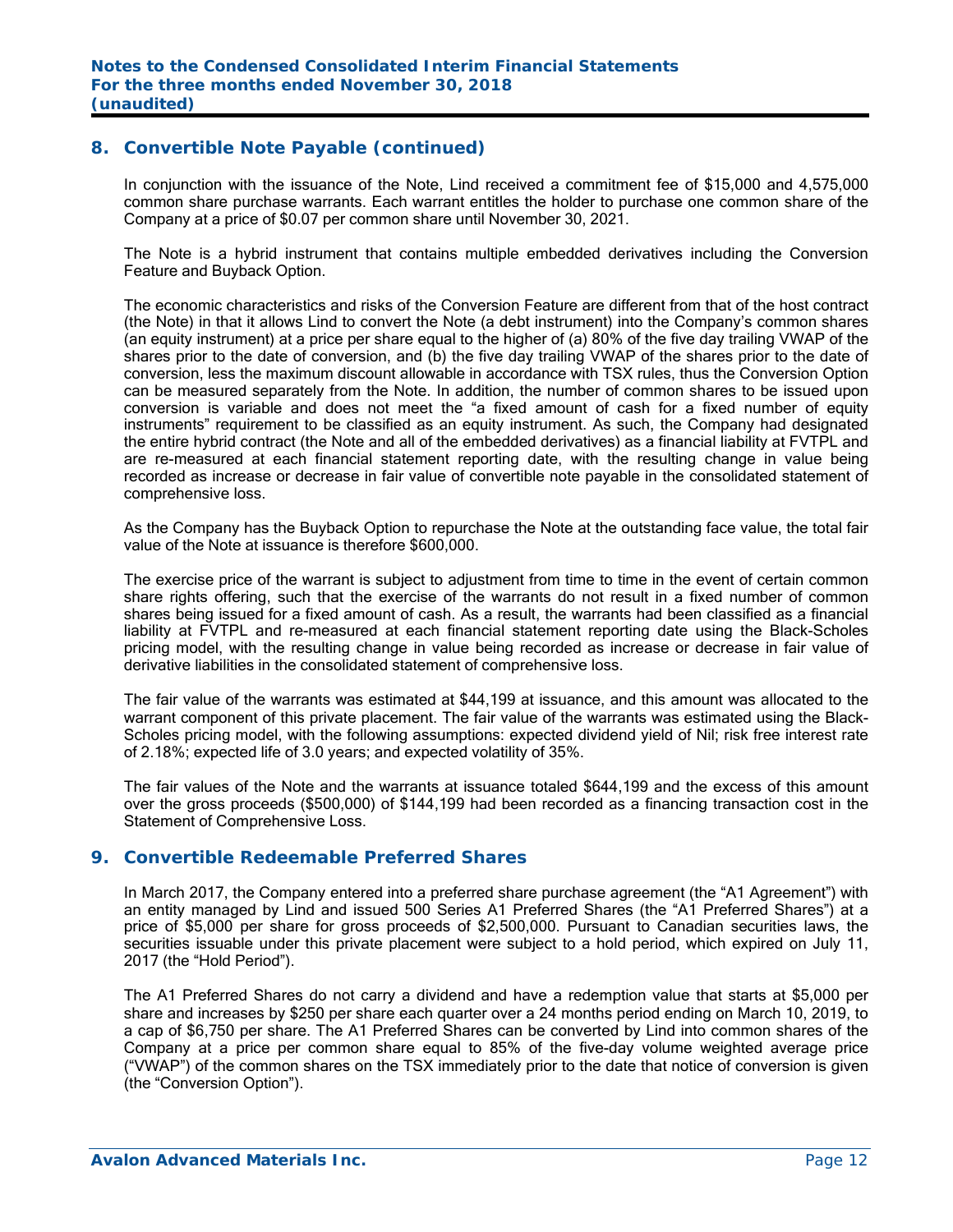## 8. Convertible Note Payable (continued)

In conjunction with the issuance of the Note, Lind received a commitment fee of $15,000 and 4,575,000 common share purchase warrants. Each warrant entitles the holder to purchase one common share of the Company at a price of $0.07 per common share until November 30, 2021.

The Note is a hybrid instrument that contains multiple embedded derivatives including the Conversion Feature and Buyback Option.

The economic characteristics and risks of the Conversion Feature are different from that of the host contract (the Note) in that it allows Lind to convert the Note (a debt instrument) into the Company's common shares (an equity instrument) at a price per share equal to the higher of (a) 80% of the five day trailing VWAP of the shares prior to the date of conversion, and (b) the five day trailing VWAP of the shares prior to the date of conversion, less the maximum discount allowable in accordance with TSX rules, thus the Conversion Option can be measured separately from the Note. In addition, the number of common shares to be issued upon conversion is variable and does not meet the "a fixed amount of cash for a fixed number of equity instruments" requirement to be classified as an equity instrument. As such, the Company had designated the entire hybrid contract (the Note and all of the embedded derivatives) as a financial liability at FVTPL and are re-measured at each financial statement reporting date, with the resulting change in value being recorded as increase or decrease in fair value of convertible note payable in the consolidated statement of comprehensive loss.

As the Company has the Buyback Option to repurchase the Note at the outstanding face value, the total fair value of the Note at issuance is therefore $600,000.

The exercise price of the warrant is subject to adjustment from time to time in the event of certain common share rights offering, such that the exercise of the warrants do not result in a fixed number of common shares being issued for a fixed amount of cash. As a result, the warrants had been classified as a financial liability at FVTPL and re-measured at each financial statement reporting date using the Black-Scholes pricing model, with the resulting change in value being recorded as increase or decrease in fair value of derivative liabilities in the consolidated statement of comprehensive loss.

The fair value of the warrants was estimated at $44,199 at issuance, and this amount was allocated to the warrant component of this private placement. The fair value of the warrants was estimated using the Black-Scholes pricing model, with the following assumptions: expected dividend yield of Nil; risk free interest rate of 2.18%; expected life of 3.0 years; and expected volatility of 35%.

The fair values of the Note and the warrants at issuance totaled $644,199 and the excess of this amount over the gross proceeds ($500,000) of $144,199 had been recorded as a financing transaction cost in the Statement of Comprehensive Loss.

## 9. Convertible Redeemable Preferred Shares

In March 2017, the Company entered into a preferred share purchase agreement (the "A1 Agreement") with an entity managed by Lind and issued 500 Series A1 Preferred Shares (the "A1 Preferred Shares") at a price of $5,000 per share for gross proceeds of $2,500,000. Pursuant to Canadian securities laws, the securities issuable under this private placement were subject to a hold period, which expired on July 11, 2017 (the "Hold Period").

The A1 Preferred Shares do not carry a dividend and have a redemption value that starts at $5,000 per share and increases by $250 per share each quarter over a 24 months period ending on March 10, 2019, to a cap of $6,750 per share. The A1 Preferred Shares can be converted by Lind into common shares of the Company at a price per common share equal to 85% of the five-day volume weighted average price ("VWAP") of the common shares on the TSX immediately prior to the date that notice of conversion is given (the "Conversion Option").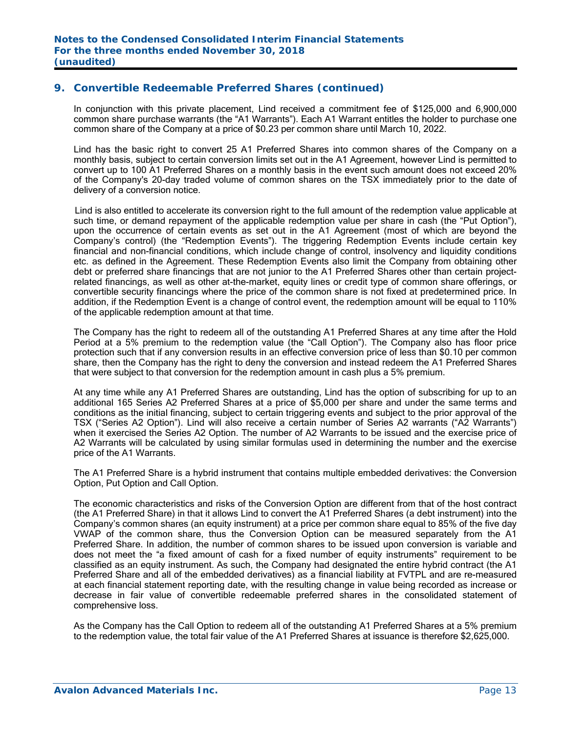## 9. Convertible Redeemable Preferred Shares (continued)

In conjunction with this private placement, Lind received a commitment fee of $125,000 and 6,900,000 common share purchase warrants (the "A1 Warrants"). Each A1 Warrant entitles the holder to purchase one common share of the Company at a price of $0.23 per common share until March 10, 2022.

Lind has the basic right to convert 25 A1 Preferred Shares into common shares of the Company on a monthly basis, subject to certain conversion limits set out in the A1 Agreement, however Lind is permitted to convert up to 100 A1 Preferred Shares on a monthly basis in the event such amount does not exceed 20% of the Company's 20-day traded volume of common shares on the TSX immediately prior to the date of delivery of a conversion notice.

Lind is also entitled to accelerate its conversion right to the full amount of the redemption value applicable at such time, or demand repayment of the applicable redemption value per share in cash (the "Put Option"), upon the occurrence of certain events as set out in the A1 Agreement (most of which are beyond the Company's control) (the "Redemption Events"). The triggering Redemption Events include certain key financial and non-financial conditions, which include change of control, insolvency and liquidity conditions etc. as defined in the Agreement. These Redemption Events also limit the Company from obtaining other debt or preferred share financings that are not junior to the A1 Preferred Shares other than certain project-related financings, as well as other at-the-market, equity lines or credit type of common share offerings, or convertible security financings where the price of the common share is not fixed at predetermined price. In addition, if the Redemption Event is a change of control event, the redemption amount will be equal to 110% of the applicable redemption amount at that time.

The Company has the right to redeem all of the outstanding A1 Preferred Shares at any time after the Hold Period at a 5% premium to the redemption value (the "Call Option"). The Company also has floor price protection such that if any conversion results in an effective conversion price of less than $0.10 per common share, then the Company has the right to deny the conversion and instead redeem the A1 Preferred Shares that were subject to that conversion for the redemption amount in cash plus a 5% premium.

At any time while any A1 Preferred Shares are outstanding, Lind has the option of subscribing for up to an additional 165 Series A2 Preferred Shares at a price of $5,000 per share and under the same terms and conditions as the initial financing, subject to certain triggering events and subject to the prior approval of the TSX ("Series A2 Option"). Lind will also receive a certain number of Series A2 warrants ("A2 Warrants") when it exercised the Series A2 Option. The number of A2 Warrants to be issued and the exercise price of A2 Warrants will be calculated by using similar formulas used in determining the number and the exercise price of the A1 Warrants.

The A1 Preferred Share is a hybrid instrument that contains multiple embedded derivatives: the Conversion Option, Put Option and Call Option.

The economic characteristics and risks of the Conversion Option are different from that of the host contract (the A1 Preferred Share) in that it allows Lind to convert the A1 Preferred Shares (a debt instrument) into the Company's common shares (an equity instrument) at a price per common share equal to 85% of the five day VWAP of the common share, thus the Conversion Option can be measured separately from the A1 Preferred Share. In addition, the number of common shares to be issued upon conversion is variable and does not meet the "a fixed amount of cash for a fixed number of equity instruments" requirement to be classified as an equity instrument. As such, the Company had designated the entire hybrid contract (the A1 Preferred Share and all of the embedded derivatives) as a financial liability at FVTPL and are re-measured at each financial statement reporting date, with the resulting change in value being recorded as increase or decrease in fair value of convertible redeemable preferred shares in the consolidated statement of comprehensive loss.

As the Company has the Call Option to redeem all of the outstanding A1 Preferred Shares at a 5% premium to the redemption value, the total fair value of the A1 Preferred Shares at issuance is therefore $2,625,000.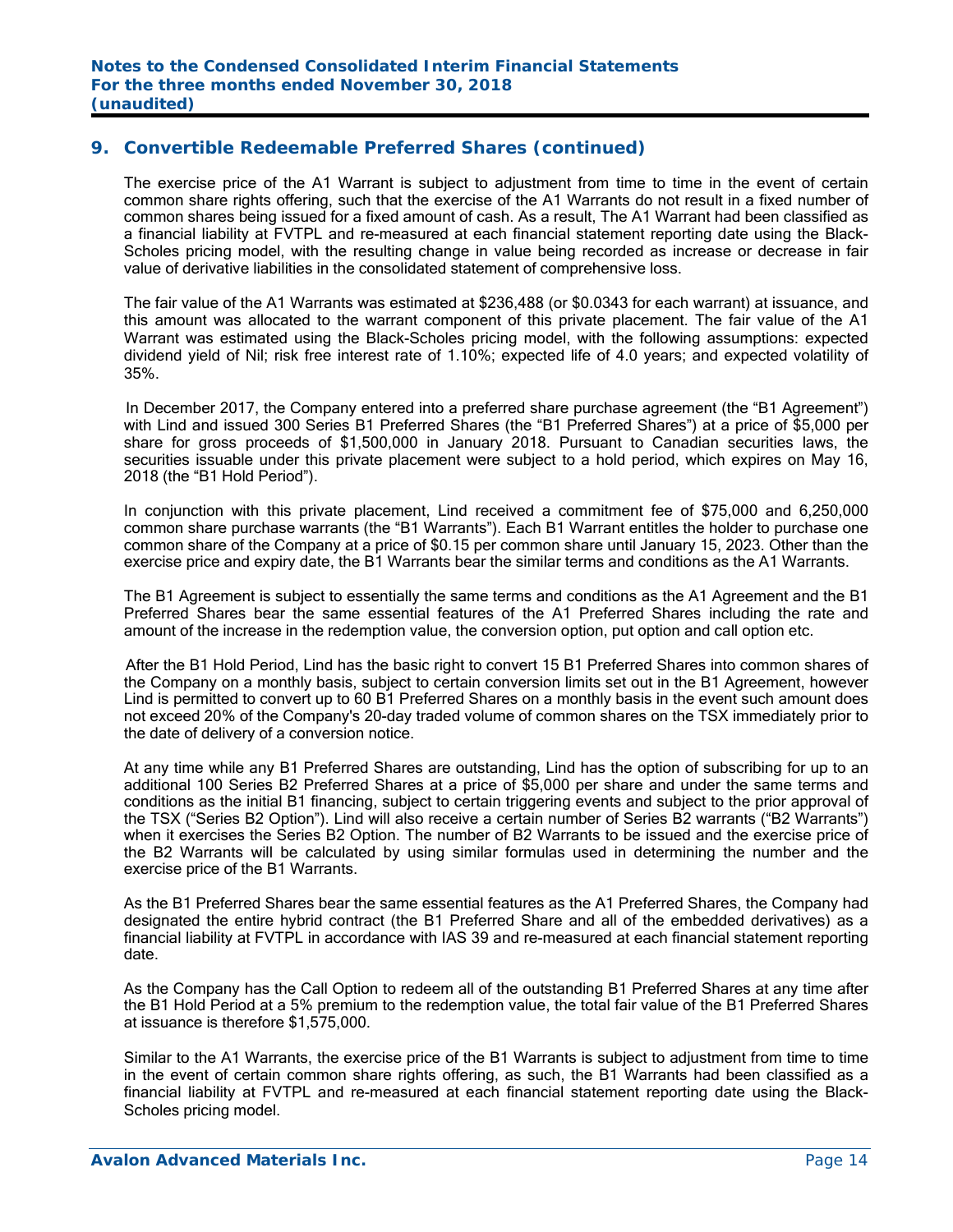## 9. Convertible Redeemable Preferred Shares (continued)

The exercise price of the A1 Warrant is subject to adjustment from time to time in the event of certain common share rights offering, such that the exercise of the A1 Warrants do not result in a fixed number of common shares being issued for a fixed amount of cash. As a result, The A1 Warrant had been classified as a financial liability at FVTPL and re-measured at each financial statement reporting date using the Black-Scholes pricing model, with the resulting change in value being recorded as increase or decrease in fair value of derivative liabilities in the consolidated statement of comprehensive loss.

The fair value of the A1 Warrants was estimated at $236,488 (or $0.0343 for each warrant) at issuance, and this amount was allocated to the warrant component of this private placement. The fair value of the A1 Warrant was estimated using the Black-Scholes pricing model, with the following assumptions: expected dividend yield of Nil; risk free interest rate of 1.10%; expected life of 4.0 years; and expected volatility of 35%.

In December 2017, the Company entered into a preferred share purchase agreement (the "B1 Agreement") with Lind and issued 300 Series B1 Preferred Shares (the "B1 Preferred Shares") at a price of $5,000 per share for gross proceeds of $1,500,000 in January 2018. Pursuant to Canadian securities laws, the securities issuable under this private placement were subject to a hold period, which expires on May 16, 2018 (the "B1 Hold Period").

In conjunction with this private placement, Lind received a commitment fee of $75,000 and 6,250,000 common share purchase warrants (the "B1 Warrants"). Each B1 Warrant entitles the holder to purchase one common share of the Company at a price of $0.15 per common share until January 15, 2023. Other than the exercise price and expiry date, the B1 Warrants bear the similar terms and conditions as the A1 Warrants.

The B1 Agreement is subject to essentially the same terms and conditions as the A1 Agreement and the B1 Preferred Shares bear the same essential features of the A1 Preferred Shares including the rate and amount of the increase in the redemption value, the conversion option, put option and call option etc.

After the B1 Hold Period, Lind has the basic right to convert 15 B1 Preferred Shares into common shares of the Company on a monthly basis, subject to certain conversion limits set out in the B1 Agreement, however Lind is permitted to convert up to 60 B1 Preferred Shares on a monthly basis in the event such amount does not exceed 20% of the Company's 20-day traded volume of common shares on the TSX immediately prior to the date of delivery of a conversion notice.

At any time while any B1 Preferred Shares are outstanding, Lind has the option of subscribing for up to an additional 100 Series B2 Preferred Shares at a price of $5,000 per share and under the same terms and conditions as the initial B1 financing, subject to certain triggering events and subject to the prior approval of the TSX ("Series B2 Option"). Lind will also receive a certain number of Series B2 warrants ("B2 Warrants") when it exercises the Series B2 Option. The number of B2 Warrants to be issued and the exercise price of the B2 Warrants will be calculated by using similar formulas used in determining the number and the exercise price of the B1 Warrants.

As the B1 Preferred Shares bear the same essential features as the A1 Preferred Shares, the Company had designated the entire hybrid contract (the B1 Preferred Share and all of the embedded derivatives) as a financial liability at FVTPL in accordance with IAS 39 and re-measured at each financial statement reporting date.

As the Company has the Call Option to redeem all of the outstanding B1 Preferred Shares at any time after the B1 Hold Period at a 5% premium to the redemption value, the total fair value of the B1 Preferred Shares at issuance is therefore $1,575,000.

Similar to the A1 Warrants, the exercise price of the B1 Warrants is subject to adjustment from time to time in the event of certain common share rights offering, as such, the B1 Warrants had been classified as a financial liability at FVTPL and re-measured at each financial statement reporting date using the Black-Scholes pricing model.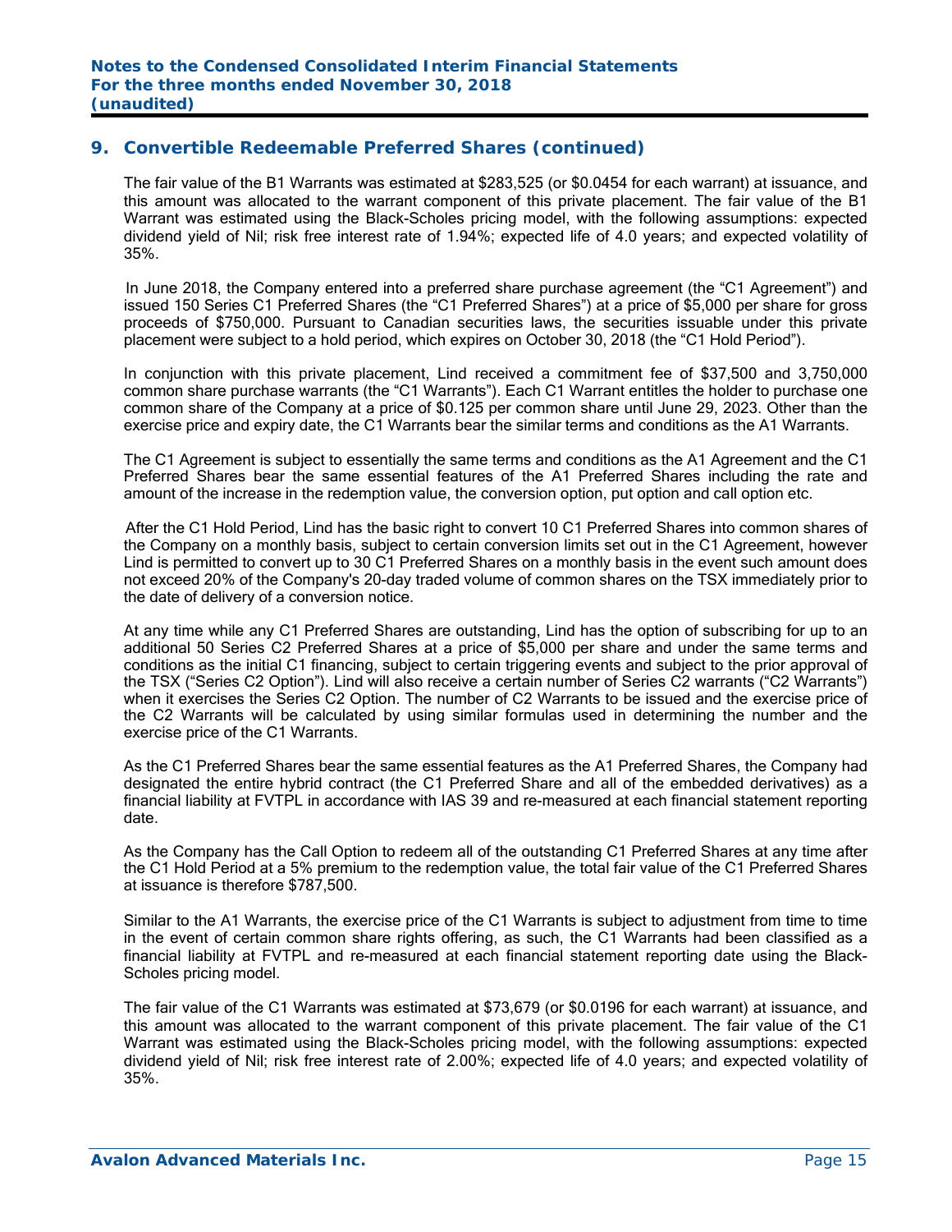## 9. Convertible Redeemable Preferred Shares (continued)

The fair value of the B1 Warrants was estimated at $283,525 (or $0.0454 for each warrant) at issuance, and this amount was allocated to the warrant component of this private placement. The fair value of the B1 Warrant was estimated using the Black-Scholes pricing model, with the following assumptions: expected dividend yield of Nil; risk free interest rate of 1.94%; expected life of 4.0 years; and expected volatility of 35%.

In June 2018, the Company entered into a preferred share purchase agreement (the "C1 Agreement") and issued 150 Series C1 Preferred Shares (the "C1 Preferred Shares") at a price of $5,000 per share for gross proceeds of $750,000. Pursuant to Canadian securities laws, the securities issuable under this private placement were subject to a hold period, which expires on October 30, 2018 (the "C1 Hold Period").

In conjunction with this private placement, Lind received a commitment fee of $37,500 and 3,750,000 common share purchase warrants (the "C1 Warrants"). Each C1 Warrant entitles the holder to purchase one common share of the Company at a price of $0.125 per common share until June 29, 2023. Other than the exercise price and expiry date, the C1 Warrants bear the similar terms and conditions as the A1 Warrants.

The C1 Agreement is subject to essentially the same terms and conditions as the A1 Agreement and the C1 Preferred Shares bear the same essential features of the A1 Preferred Shares including the rate and amount of the increase in the redemption value, the conversion option, put option and call option etc.

After the C1 Hold Period, Lind has the basic right to convert 10 C1 Preferred Shares into common shares of the Company on a monthly basis, subject to certain conversion limits set out in the C1 Agreement, however Lind is permitted to convert up to 30 C1 Preferred Shares on a monthly basis in the event such amount does not exceed 20% of the Company's 20-day traded volume of common shares on the TSX immediately prior to the date of delivery of a conversion notice.

At any time while any C1 Preferred Shares are outstanding, Lind has the option of subscribing for up to an additional 50 Series C2 Preferred Shares at a price of $5,000 per share and under the same terms and conditions as the initial C1 financing, subject to certain triggering events and subject to the prior approval of the TSX ("Series C2 Option"). Lind will also receive a certain number of Series C2 warrants ("C2 Warrants") when it exercises the Series C2 Option. The number of C2 Warrants to be issued and the exercise price of the C2 Warrants will be calculated by using similar formulas used in determining the number and the exercise price of the C1 Warrants.

As the C1 Preferred Shares bear the same essential features as the A1 Preferred Shares, the Company had designated the entire hybrid contract (the C1 Preferred Share and all of the embedded derivatives) as a financial liability at FVTPL in accordance with IAS 39 and re-measured at each financial statement reporting date.

As the Company has the Call Option to redeem all of the outstanding C1 Preferred Shares at any time after the C1 Hold Period at a 5% premium to the redemption value, the total fair value of the C1 Preferred Shares at issuance is therefore $787,500.

Similar to the A1 Warrants, the exercise price of the C1 Warrants is subject to adjustment from time to time in the event of certain common share rights offering, as such, the C1 Warrants had been classified as a financial liability at FVTPL and re-measured at each financial statement reporting date using the Black-Scholes pricing model.

The fair value of the C1 Warrants was estimated at $73,679 (or $0.0196 for each warrant) at issuance, and this amount was allocated to the warrant component of this private placement. The fair value of the C1 Warrant was estimated using the Black-Scholes pricing model, with the following assumptions: expected dividend yield of Nil; risk free interest rate of 2.00%; expected life of 4.0 years; and expected volatility of 35%.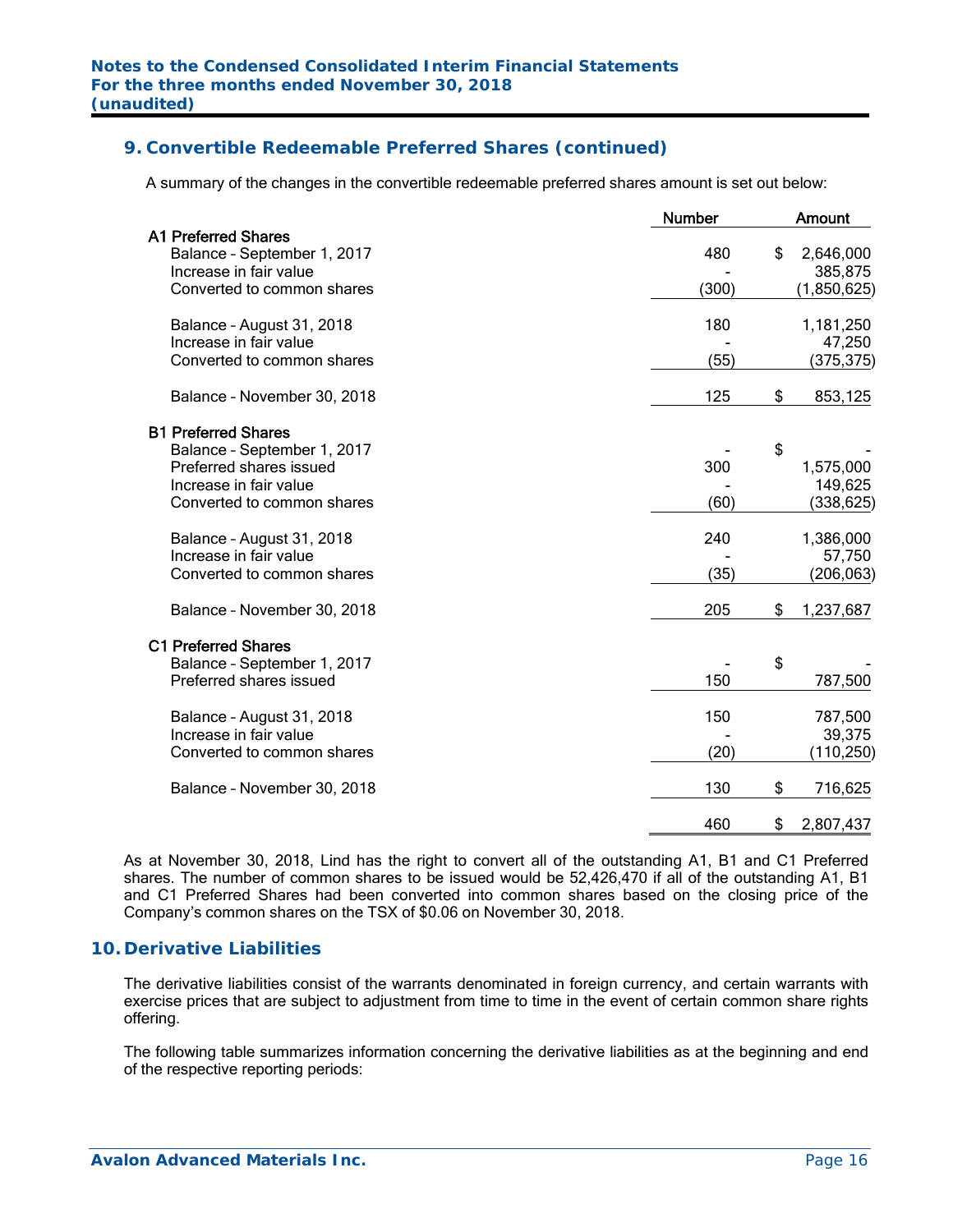## 9. Convertible Redeemable Preferred Shares (continued)

A summary of the changes in the convertible redeemable preferred shares amount is set out below:

| | Number | Amount |
|---|---|---|
| **A1 Preferred Shares** | | |
| Balance – September 1, 2017 | 480 | $ 2,646,000 |
| Increase in fair value | - | 385,875 |
| Converted to common shares | (300) | (1,850,625) |
| Balance – August 31, 2018 | 180 | 1,181,250 |
| Increase in fair value | - | 47,250 |
| Converted to common shares | (55) | (375,375) |
| Balance – November 30, 2018 | 125 | $ 853,125 |
| **B1 Preferred Shares** | | |
| Balance – September 1, 2017 | - | $ - |
| Preferred shares issued | 300 | 1,575,000 |
| Increase in fair value | - | 149,625 |
| Converted to common shares | (60) | (338,625) |
| Balance – August 31, 2018 | 240 | 1,386,000 |
| Increase in fair value | - | 57,750 |
| Converted to common shares | (35) | (206,063) |
| Balance – November 30, 2018 | 205 | $ 1,237,687 |
| **C1 Preferred Shares** | | |
| Balance – September 1, 2017 | - | $ - |
| Preferred shares issued | 150 | 787,500 |
| Balance – August 31, 2018 | 150 | 787,500 |
| Increase in fair value | - | 39,375 |
| Converted to common shares | (20) | (110,250) |
| Balance – November 30, 2018 | 130 | $ 716,625 |
| | 460 | $ 2,807,437 |

As at November 30, 2018, Lind has the right to convert all of the outstanding A1, B1 and C1 Preferred shares. The number of common shares to be issued would be 52,426,470 if all of the outstanding A1, B1 and C1 Preferred Shares had been converted into common shares based on the closing price of the Company's common shares on the TSX of $0.06 on November 30, 2018.

## 10. Derivative Liabilities

The derivative liabilities consist of the warrants denominated in foreign currency, and certain warrants with exercise prices that are subject to adjustment from time to time in the event of certain common share rights offering.

The following table summarizes information concerning the derivative liabilities as at the beginning and end of the respective reporting periods: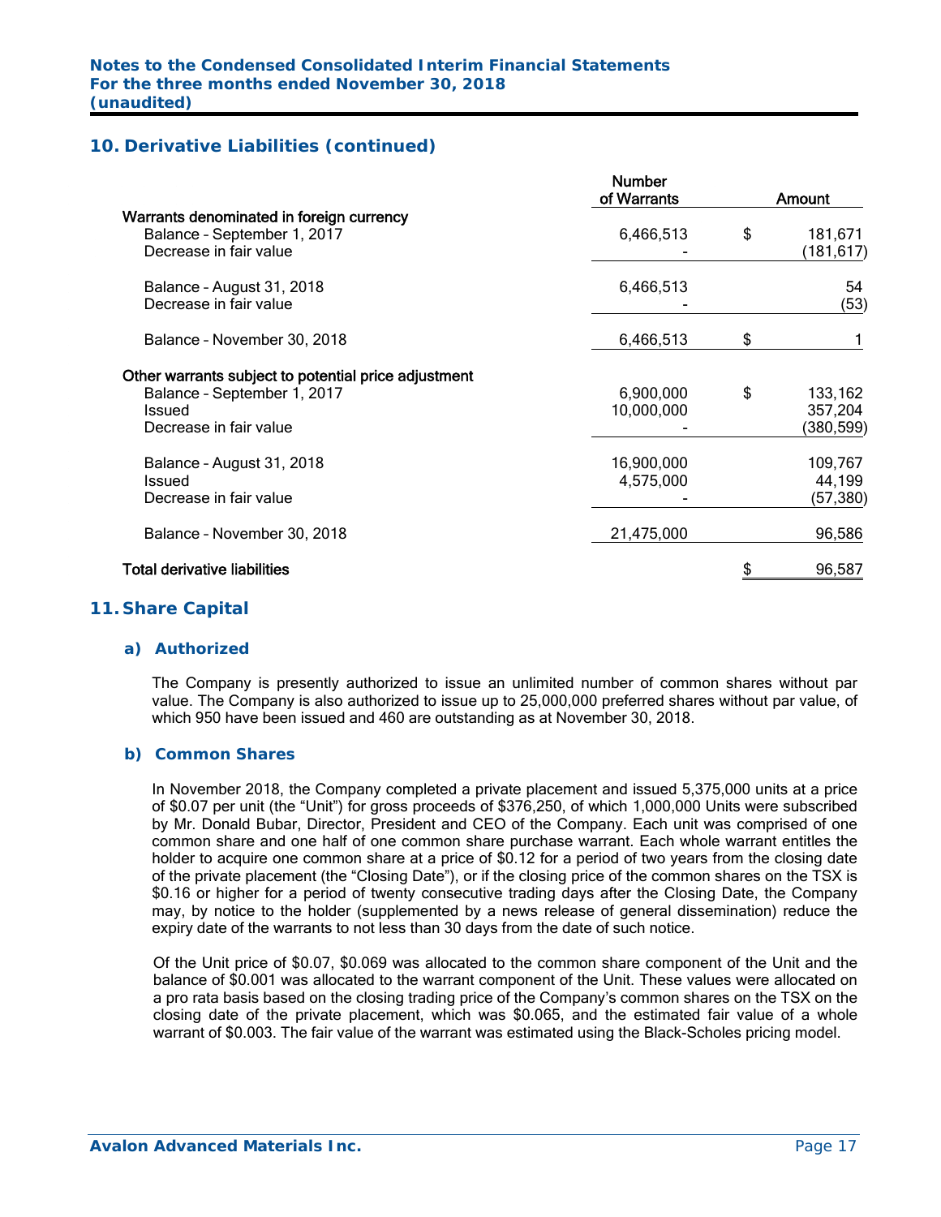## 10. Derivative Liabilities (continued)

| | Number of Warrants | | Amount |
|---|---|---|---|
| **Warrants denominated in foreign currency** | | | |
| Balance – September 1, 2017 | 6,466,513 | $ | 181,671 |
| Decrease in fair value | - | | (181,617) |
| Balance – August 31, 2018 | 6,466,513 | | 54 |
| Decrease in fair value | - | | (53) |
| Balance – November 30, 2018 | 6,466,513 | $ | 1 |
| **Other warrants subject to potential price adjustment** | | | |
| Balance – September 1, 2017 | 6,900,000 | $ | 133,162 |
| Issued | 10,000,000 | | 357,204 |
| Decrease in fair value | - | | (380,599) |
| Balance – August 31, 2018 | 16,900,000 | | 109,767 |
| Issued | 4,575,000 | | 44,199 |
| Decrease in fair value | - | | (57,380) |
| Balance – November 30, 2018 | 21,475,000 | | 96,586 |
| **Total derivative liabilities** | | $ | 96,587 |

## 11. Share Capital

### a) Authorized

The Company is presently authorized to issue an unlimited number of common shares without par value. The Company is also authorized to issue up to 25,000,000 preferred shares without par value, of which 950 have been issued and 460 are outstanding as at November 30, 2018.

### b) Common Shares

In November 2018, the Company completed a private placement and issued 5,375,000 units at a price of $0.07 per unit (the "Unit") for gross proceeds of $376,250, of which 1,000,000 Units were subscribed by Mr. Donald Bubar, Director, President and CEO of the Company. Each unit was comprised of one common share and one half of one common share purchase warrant. Each whole warrant entitles the holder to acquire one common share at a price of $0.12 for a period of two years from the closing date of the private placement (the "Closing Date"), or if the closing price of the common shares on the TSX is $0.16 or higher for a period of twenty consecutive trading days after the Closing Date, the Company may, by notice to the holder (supplemented by a news release of general dissemination) reduce the expiry date of the warrants to not less than 30 days from the date of such notice.

Of the Unit price of $0.07, $0.069 was allocated to the common share component of the Unit and the balance of $0.001 was allocated to the warrant component of the Unit. These values were allocated on a pro rata basis based on the closing trading price of the Company's common shares on the TSX on the closing date of the private placement, which was $0.065, and the estimated fair value of a whole warrant of $0.003. The fair value of the warrant was estimated using the Black-Scholes pricing model.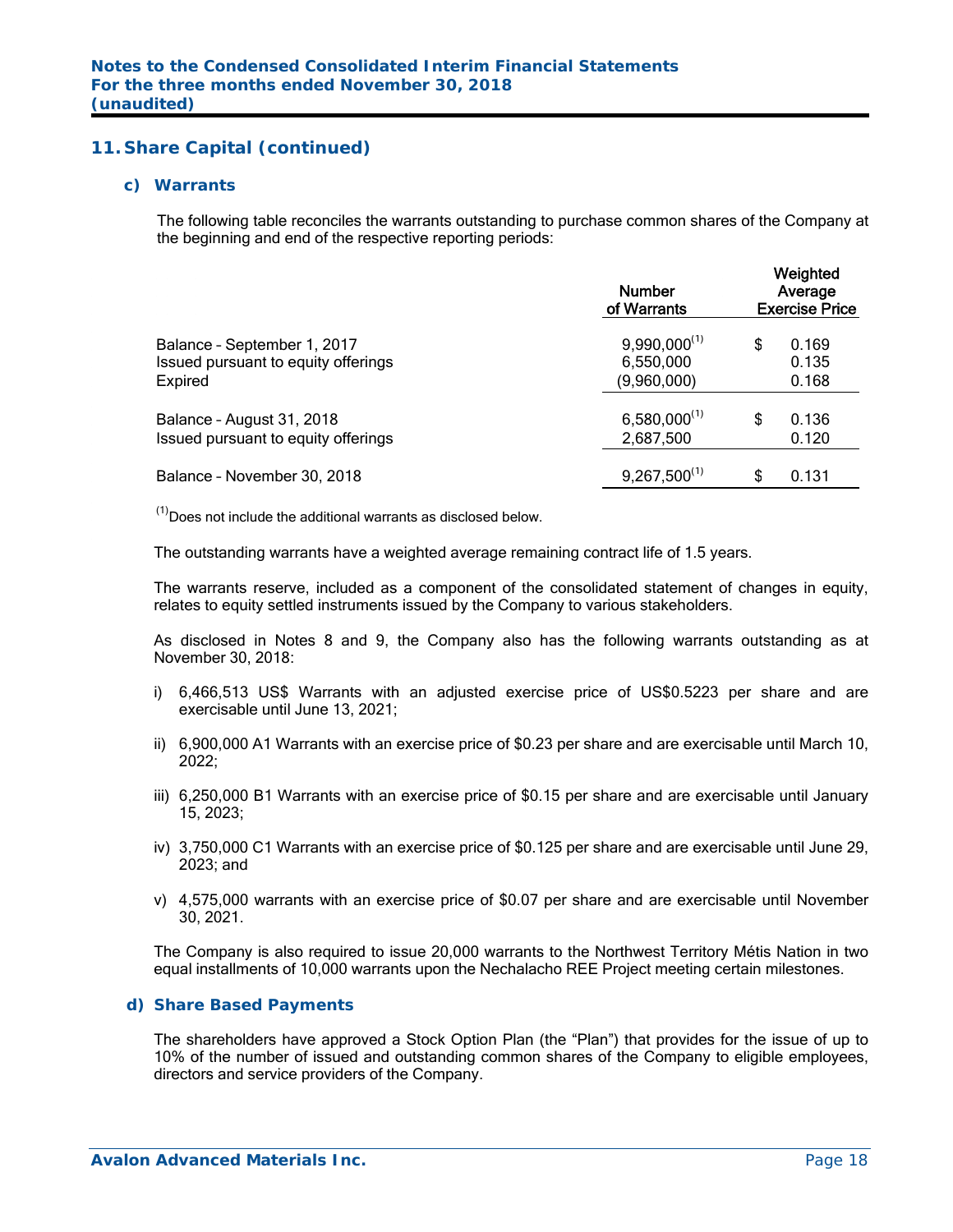## 11. Share Capital (continued)

### c) Warrants

The following table reconciles the warrants outstanding to purchase common shares of the Company at the beginning and end of the respective reporting periods:

| | Number of Warrants | Weighted Average Exercise Price |
|---|---|---|
| Balance – September 1, 2017 | 9,990,000[(1)] | $ 0.169 |
| Issued pursuant to equity offerings | 6,550,000 | 0.135 |
| Expired | (9,960,000) | 0.168 |
| Balance – August 31, 2018 | 6,580,000[(1)] | $ 0.136 |
| Issued pursuant to equity offerings | 2,687,500 | 0.120 |
| Balance – November 30, 2018 | 9,267,500[(1)] | $ 0.131 |

[(1)]Does not include the additional warrants as disclosed below.

The outstanding warrants have a weighted average remaining contract life of 1.5 years.

The warrants reserve, included as a component of the consolidated statement of changes in equity, relates to equity settled instruments issued by the Company to various stakeholders.

As disclosed in Notes 8 and 9, the Company also has the following warrants outstanding as at November 30, 2018:

i) 6,466,513 US$ Warrants with an adjusted exercise price of US$0.5223 per share and are exercisable until June 13, 2021;

ii) 6,900,000 A1 Warrants with an exercise price of $0.23 per share and are exercisable until March 10, 2022;

iii) 6,250,000 B1 Warrants with an exercise price of $0.15 per share and are exercisable until January 15, 2023;

iv) 3,750,000 C1 Warrants with an exercise price of $0.125 per share and are exercisable until June 29, 2023; and

v) 4,575,000 warrants with an exercise price of $0.07 per share and are exercisable until November 30, 2021.

The Company is also required to issue 20,000 warrants to the Northwest Territory Métis Nation in two equal installments of 10,000 warrants upon the Nechalacho REE Project meeting certain milestones.

### d) Share Based Payments

The shareholders have approved a Stock Option Plan (the "Plan") that provides for the issue of up to 10% of the number of issued and outstanding common shares of the Company to eligible employees, directors and service providers of the Company.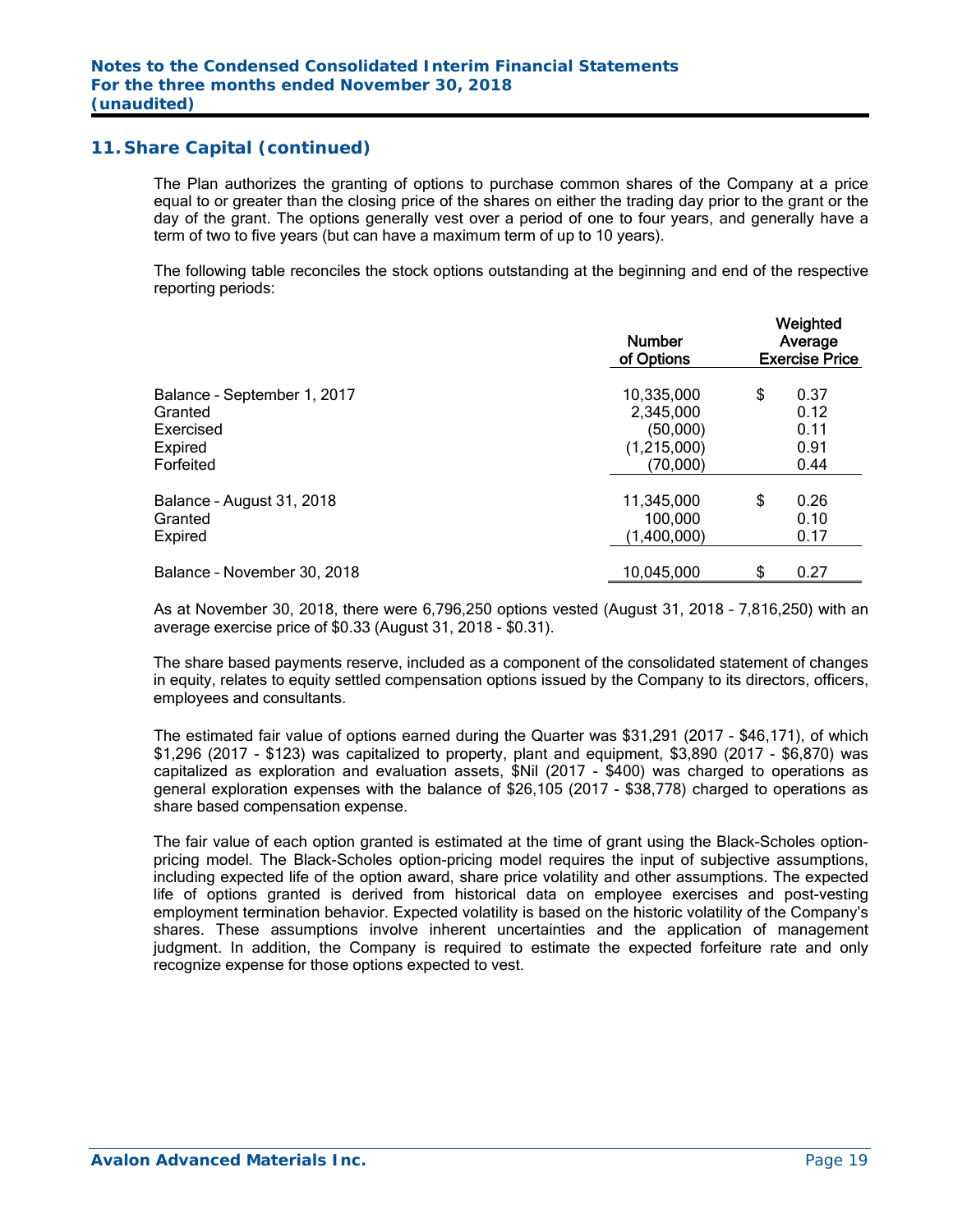## 11. Share Capital (continued)

The Plan authorizes the granting of options to purchase common shares of the Company at a price equal to or greater than the closing price of the shares on either the trading day prior to the grant or the day of the grant. The options generally vest over a period of one to four years, and generally have a term of two to five years (but can have a maximum term of up to 10 years).

The following table reconciles the stock options outstanding at the beginning and end of the respective reporting periods:

| | Number of Options | Weighted Average Exercise Price |
|---|---|---|
| Balance – September 1, 2017 | 10,335,000 | $ 0.37 |
| Granted | 2,345,000 | 0.12 |
| Exercised | (50,000) | 0.11 |
| Expired | (1,215,000) | 0.91 |
| Forfeited | (70,000) | 0.44 |
| Balance – August 31, 2018 | 11,345,000 | $ 0.26 |
| Granted | 100,000 | 0.10 |
| Expired | (1,400,000) | 0.17 |
| Balance – November 30, 2018 | 10,045,000 | $ 0.27 |

As at November 30, 2018, there were 6,796,250 options vested (August 31, 2018 – 7,816,250) with an average exercise price of $0.33 (August 31, 2018 - $0.31).

The share based payments reserve, included as a component of the consolidated statement of changes in equity, relates to equity settled compensation options issued by the Company to its directors, officers, employees and consultants.

The estimated fair value of options earned during the Quarter was $31,291 (2017 - $46,171), of which $1,296 (2017 - $123) was capitalized to property, plant and equipment, $3,890 (2017 - $6,870) was capitalized as exploration and evaluation assets, $Nil (2017 - $400) was charged to operations as general exploration expenses with the balance of $26,105 (2017 - $38,778) charged to operations as share based compensation expense.

The fair value of each option granted is estimated at the time of grant using the Black-Scholes option-pricing model. The Black-Scholes option-pricing model requires the input of subjective assumptions, including expected life of the option award, share price volatility and other assumptions. The expected life of options granted is derived from historical data on employee exercises and post-vesting employment termination behavior. Expected volatility is based on the historic volatility of the Company's shares. These assumptions involve inherent uncertainties and the application of management judgment. In addition, the Company is required to estimate the expected forfeiture rate and only recognize expense for those options expected to vest.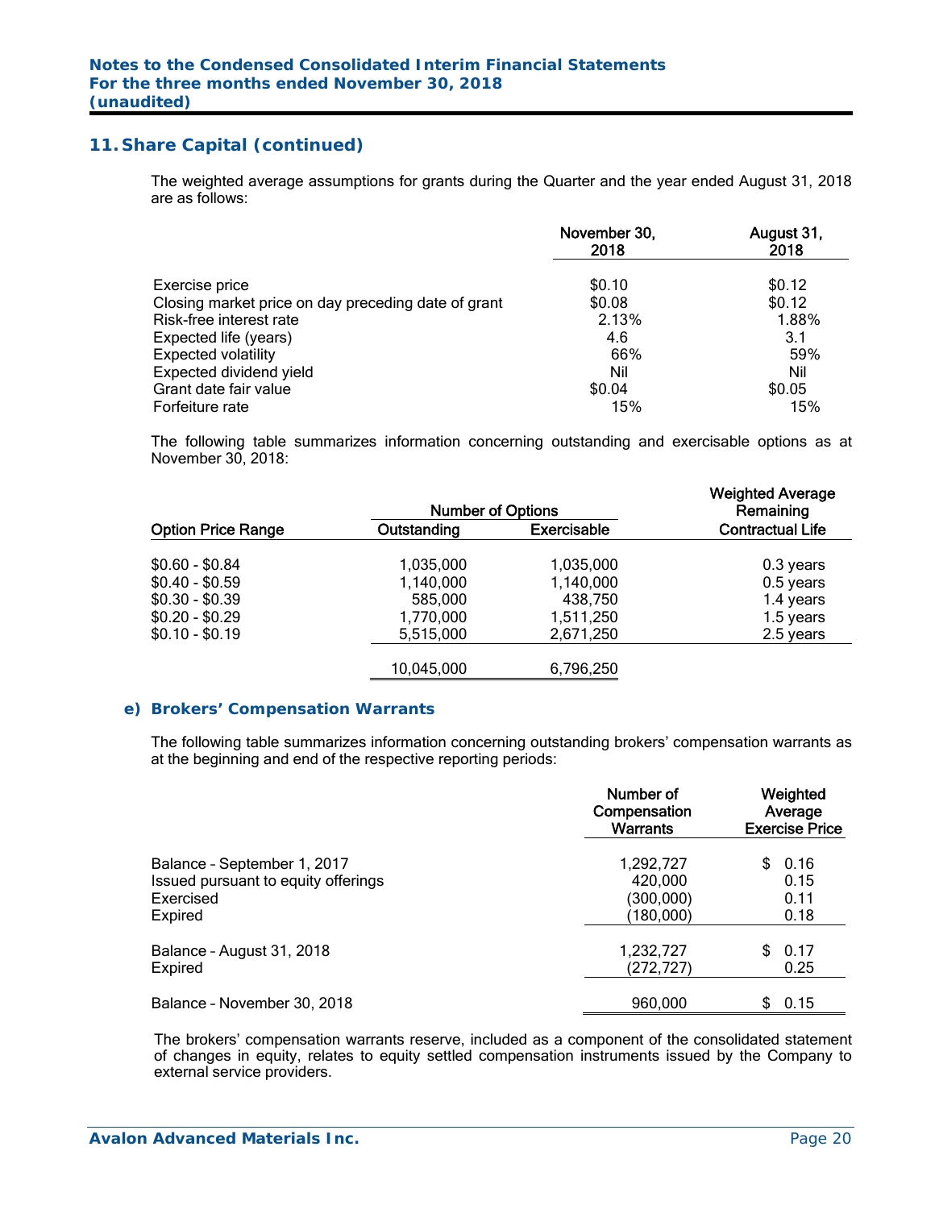## 11. Share Capital (continued)

The weighted average assumptions for grants during the Quarter and the year ended August 31, 2018 are as follows:

| | November 30, 2018 | August 31, 2018 |
|---|---|---|
| Exercise price | $0.10 | $0.12 |
| Closing market price on day preceding date of grant | $0.08 | $0.12 |
| Risk-free interest rate | 2.13% | 1.88% |
| Expected life (years) | 4.6 | 3.1 |
| Expected volatility | 66% | 59% |
| Expected dividend yield | Nil | Nil |
| Grant date fair value | $0.04 | $0.05 |
| Forfeiture rate | 15% | 15% |

The following table summarizes information concerning outstanding and exercisable options as at November 30, 2018:

| | Number of Options | | Weighted Average Remaining |
|---|---|---|---|
| Option Price Range | Outstanding | Exercisable | Contractual Life |
| $0.60 - $0.84 | 1,035,000 | 1,035,000 | 0.3 years |
| $0.40 - $0.59 | 1,140,000 | 1,140,000 | 0.5 years |
| $0.30 - $0.39 | 585,000 | 438,750 | 1.4 years |
| $0.20 - $0.29 | 1,770,000 | 1,511,250 | 1.5 years |
| $0.10 - $0.19 | 5,515,000 | 2,671,250 | 2.5 years |
| | 10,045,000 | 6,796,250 | |

### e) Brokers' Compensation Warrants

The following table summarizes information concerning outstanding brokers' compensation warrants as at the beginning and end of the respective reporting periods:

| | Number of Compensation Warrants | Weighted Average Exercise Price |
|---|---|---|
| Balance – September 1, 2017 | 1,292,727 | $ 0.16 |
| Issued pursuant to equity offerings | 420,000 | 0.15 |
| Exercised | (300,000) | 0.11 |
| Expired | (180,000) | 0.18 |
| Balance – August 31, 2018 | 1,232,727 | $ 0.17 |
| Expired | (272,727) | 0.25 |
| Balance – November 30, 2018 | 960,000 | $ 0.15 |

The brokers' compensation warrants reserve, included as a component of the consolidated statement of changes in equity, relates to equity settled compensation instruments issued by the Company to external service providers.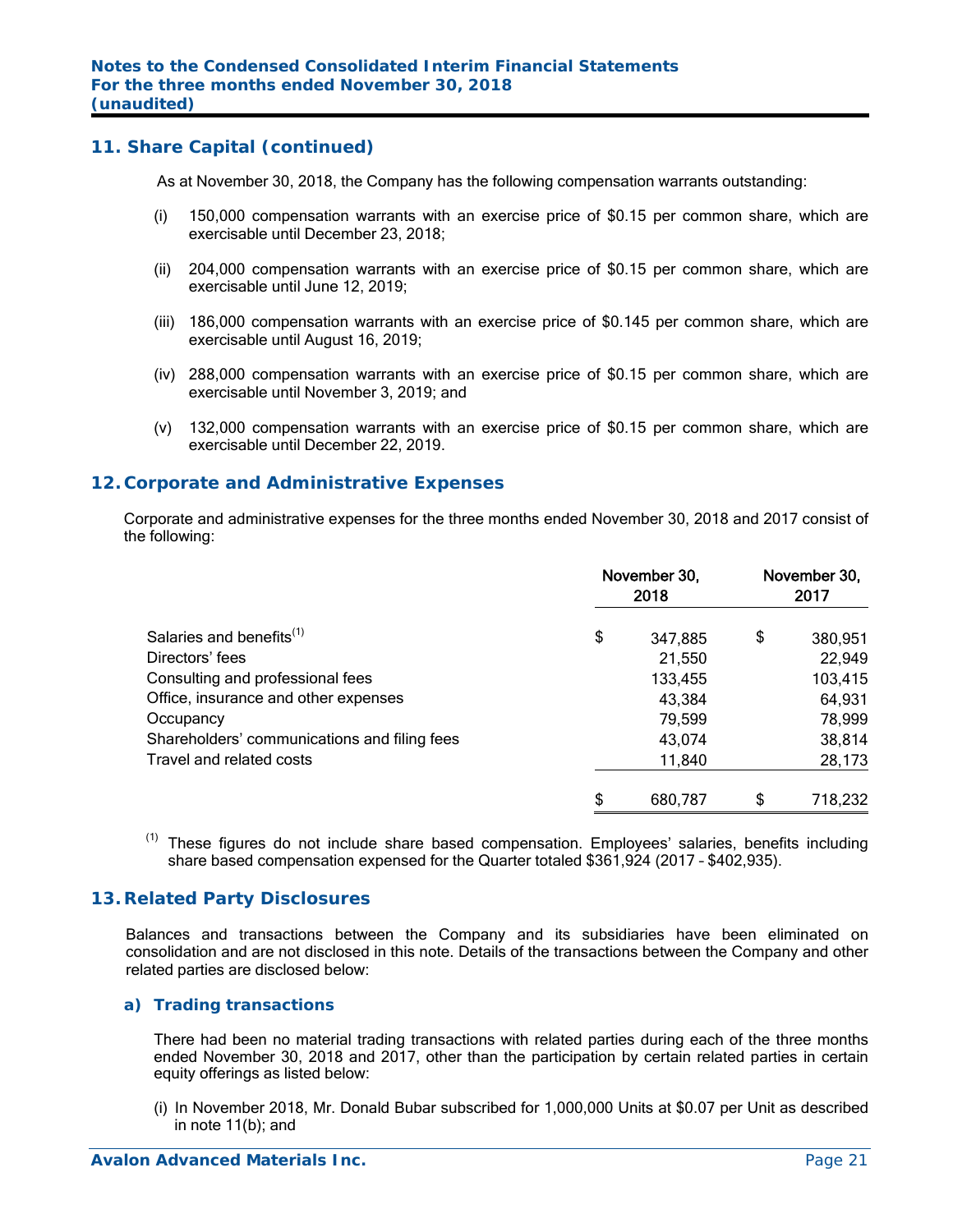## 11. Share Capital (continued)

As at November 30, 2018, the Company has the following compensation warrants outstanding:

(i) 150,000 compensation warrants with an exercise price of $0.15 per common share, which are exercisable until December 23, 2018;

(ii) 204,000 compensation warrants with an exercise price of $0.15 per common share, which are exercisable until June 12, 2019;

(iii) 186,000 compensation warrants with an exercise price of $0.145 per common share, which are exercisable until August 16, 2019;

(iv) 288,000 compensation warrants with an exercise price of $0.15 per common share, which are exercisable until November 3, 2019; and

(v) 132,000 compensation warrants with an exercise price of $0.15 per common share, which are exercisable until December 22, 2019.

## 12. Corporate and Administrative Expenses

Corporate and administrative expenses for the three months ended November 30, 2018 and 2017 consist of the following:

| | November 30, 2018 | November 30, 2017 |
|---|---|---|
| Salaries and benefits[1] | $ 347,885 | $ 380,951 |
| Directors' fees | 21,550 | 22,949 |
| Consulting and professional fees | 133,455 | 103,415 |
| Office, insurance and other expenses | 43,384 | 64,931 |
| Occupancy | 79,599 | 78,999 |
| Shareholders' communications and filing fees | 43,074 | 38,814 |
| Travel and related costs | 11,840 | 28,173 |
| | $ 680,787 | $ 718,232 |

[1] These figures do not include share based compensation. Employees' salaries, benefits including share based compensation expensed for the Quarter totaled $361,924 (2017 – $402,935).

## 13. Related Party Disclosures

Balances and transactions between the Company and its subsidiaries have been eliminated on consolidation and are not disclosed in this note. Details of the transactions between the Company and other related parties are disclosed below:

### a) Trading transactions

There had been no material trading transactions with related parties during each of the three months ended November 30, 2018 and 2017, other than the participation by certain related parties in certain equity offerings as listed below:

(i) In November 2018, Mr. Donald Bubar subscribed for 1,000,000 Units at $0.07 per Unit as described in note 11(b); and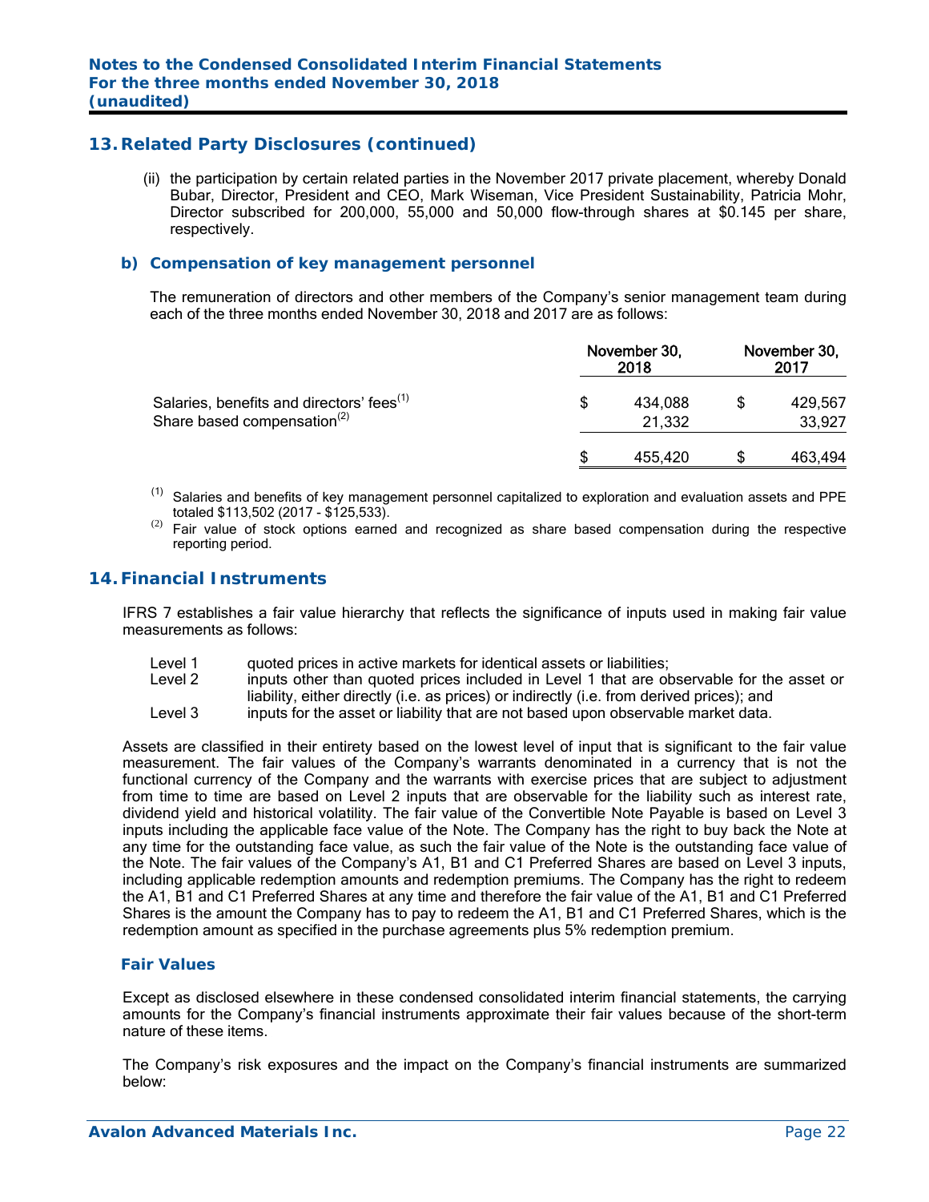## 13. Related Party Disclosures (continued)

(ii) the participation by certain related parties in the November 2017 private placement, whereby Donald Bubar, Director, President and CEO, Mark Wiseman, Vice President Sustainability, Patricia Mohr, Director subscribed for 200,000, 55,000 and 50,000 flow-through shares at $0.145 per share, respectively.

### b) Compensation of key management personnel

The remuneration of directors and other members of the Company's senior management team during each of the three months ended November 30, 2018 and 2017 are as follows:

| | November 30, 2018 | November 30, 2017 |
|---|---|---|
| Salaries, benefits and directors' fees[1] | $ 434,088 | $ 429,567 |
| Share based compensation[2] | 21,332 | 33,927 |
| | $ 455,420 | $ 463,494 |

[1] Salaries and benefits of key management personnel capitalized to exploration and evaluation assets and PPE totaled $113,502 (2017 - $125,533).

[2] Fair value of stock options earned and recognized as share based compensation during the respective reporting period.

## 14. Financial Instruments

IFRS 7 establishes a fair value hierarchy that reflects the significance of inputs used in making fair value measurements as follows:

- Level 1 quoted prices in active markets for identical assets or liabilities;
- Level 2 inputs other than quoted prices included in Level 1 that are observable for the asset or liability, either directly (i.e. as prices) or indirectly (i.e. from derived prices); and
- Level 3 inputs for the asset or liability that are not based upon observable market data.

Assets are classified in their entirety based on the lowest level of input that is significant to the fair value measurement. The fair values of the Company's warrants denominated in a currency that is not the functional currency of the Company and the warrants with exercise prices that are subject to adjustment from time to time are based on Level 2 inputs that are observable for the liability such as interest rate, dividend yield and historical volatility. The fair value of the Convertible Note Payable is based on Level 3 inputs including the applicable face value of the Note. The Company has the right to buy back the Note at any time for the outstanding face value, as such the fair value of the Note is the outstanding face value of the Note. The fair values of the Company's A1, B1 and C1 Preferred Shares are based on Level 3 inputs, including applicable redemption amounts and redemption premiums. The Company has the right to redeem the A1, B1 and C1 Preferred Shares at any time and therefore the fair value of the A1, B1 and C1 Preferred Shares is the amount the Company has to pay to redeem the A1, B1 and C1 Preferred Shares, which is the redemption amount as specified in the purchase agreements plus 5% redemption premium.

### Fair Values

Except as disclosed elsewhere in these condensed consolidated interim financial statements, the carrying amounts for the Company's financial instruments approximate their fair values because of the short-term nature of these items.

The Company's risk exposures and the impact on the Company's financial instruments are summarized below: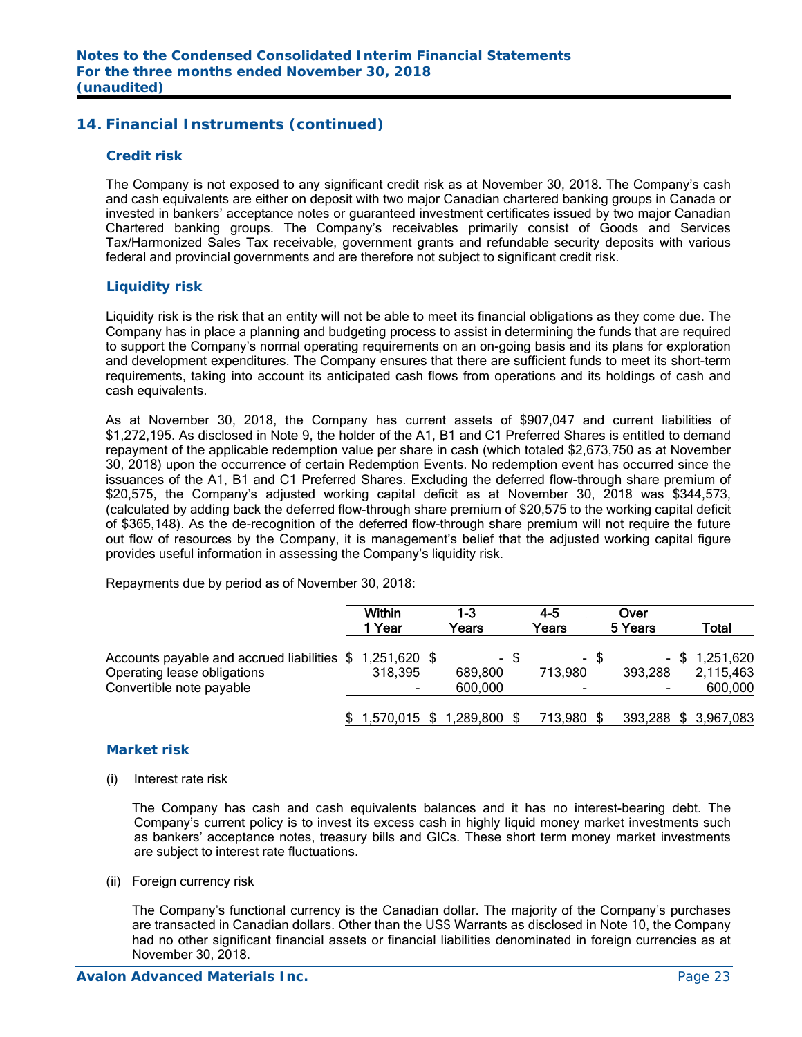## 14. Financial Instruments (continued)

### Credit risk

The Company is not exposed to any significant credit risk as at November 30, 2018. The Company's cash and cash equivalents are either on deposit with two major Canadian chartered banking groups in Canada or invested in bankers' acceptance notes or guaranteed investment certificates issued by two major Canadian Chartered banking groups. The Company's receivables primarily consist of Goods and Services Tax/Harmonized Sales Tax receivable, government grants and refundable security deposits with various federal and provincial governments and are therefore not subject to significant credit risk.

### Liquidity risk

Liquidity risk is the risk that an entity will not be able to meet its financial obligations as they come due. The Company has in place a planning and budgeting process to assist in determining the funds that are required to support the Company's normal operating requirements on an on-going basis and its plans for exploration and development expenditures. The Company ensures that there are sufficient funds to meet its short-term requirements, taking into account its anticipated cash flows from operations and its holdings of cash and cash equivalents.

As at November 30, 2018, the Company has current assets of $907,047 and current liabilities of $1,272,195. As disclosed in Note 9, the holder of the A1, B1 and C1 Preferred Shares is entitled to demand repayment of the applicable redemption value per share in cash (which totaled $2,673,750 as at November 30, 2018) upon the occurrence of certain Redemption Events. No redemption event has occurred since the issuances of the A1, B1 and C1 Preferred Shares. Excluding the deferred flow-through share premium of $20,575, the Company's adjusted working capital deficit as at November 30, 2018 was $344,573, (calculated by adding back the deferred flow-through share premium of $20,575 to the working capital deficit of $365,148). As the de-recognition of the deferred flow-through share premium will not require the future out flow of resources by the Company, it is management's belief that the adjusted working capital figure provides useful information in assessing the Company's liquidity risk.

Repayments due by period as of November 30, 2018:

| | Within 1 Year | 1-3 Years | 4-5 Years | Over 5 Years | Total |
|---|---|---|---|---|---|
| Accounts payable and accrued liabilities | $ 1,251,620 | $ - | $ - | $ - | $ 1,251,620 |
| Operating lease obligations | 318,395 | 689,800 | 713,980 | 393,288 | 2,115,463 |
| Convertible note payable | - | 600,000 | - | - | 600,000 |
| | $ 1,570,015 | $ 1,289,800 | $ 713,980 | $ 393,288 | $ 3,967,083 |

### Market risk

(i) Interest rate risk

The Company has cash and cash equivalents balances and it has no interest-bearing debt. The Company's current policy is to invest its excess cash in highly liquid money market investments such as bankers' acceptance notes, treasury bills and GICs. These short term money market investments are subject to interest rate fluctuations.

(ii) Foreign currency risk

The Company's functional currency is the Canadian dollar. The majority of the Company's purchases are transacted in Canadian dollars. Other than the US$ Warrants as disclosed in Note 10, the Company had no other significant financial assets or financial liabilities denominated in foreign currencies as at November 30, 2018.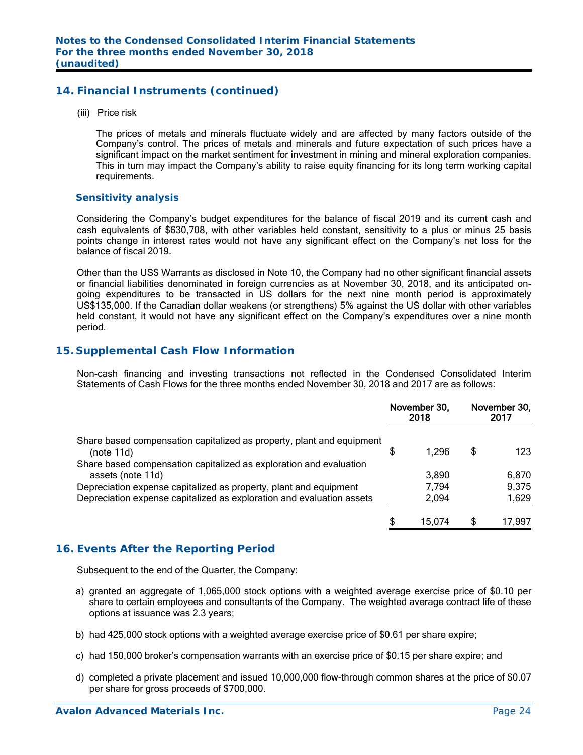## 14. Financial Instruments (continued)

(iii) Price risk

The prices of metals and minerals fluctuate widely and are affected by many factors outside of the Company's control. The prices of metals and minerals and future expectation of such prices have a significant impact on the market sentiment for investment in mining and mineral exploration companies. This in turn may impact the Company's ability to raise equity financing for its long term working capital requirements.

### Sensitivity analysis

Considering the Company's budget expenditures for the balance of fiscal 2019 and its current cash and cash equivalents of $630,708, with other variables held constant, sensitivity to a plus or minus 25 basis points change in interest rates would not have any significant effect on the Company's net loss for the balance of fiscal 2019.

Other than the US$ Warrants as disclosed in Note 10, the Company had no other significant financial assets or financial liabilities denominated in foreign currencies as at November 30, 2018, and its anticipated on-going expenditures to be transacted in US dollars for the next nine month period is approximately US$135,000. If the Canadian dollar weakens (or strengthens) 5% against the US dollar with other variables held constant, it would not have any significant effect on the Company's expenditures over a nine month period.

## 15. Supplemental Cash Flow Information

Non-cash financing and investing transactions not reflected in the Condensed Consolidated Interim Statements of Cash Flows for the three months ended November 30, 2018 and 2017 are as follows:

| | November 30, 2018 | November 30, 2017 |
|---|---|---|
| Share based compensation capitalized as property, plant and equipment (note 11d) | $ 1,296 | $ 123 |
| Share based compensation capitalized as exploration and evaluation assets (note 11d) | 3,890 | 6,870 |
| Depreciation expense capitalized as property, plant and equipment | 7,794 | 9,375 |
| Depreciation expense capitalized as exploration and evaluation assets | 2,094 | 1,629 |
| | $ 15,074 | $ 17,997 |

## 16. Events After the Reporting Period

Subsequent to the end of the Quarter, the Company:

a) granted an aggregate of 1,065,000 stock options with a weighted average exercise price of $0.10 per share to certain employees and consultants of the Company. The weighted average contract life of these options at issuance was 2.3 years;

b) had 425,000 stock options with a weighted average exercise price of $0.61 per share expire;

c) had 150,000 broker's compensation warrants with an exercise price of $0.15 per share expire; and

d) completed a private placement and issued 10,000,000 flow-through common shares at the price of $0.07 per share for gross proceeds of $700,000.